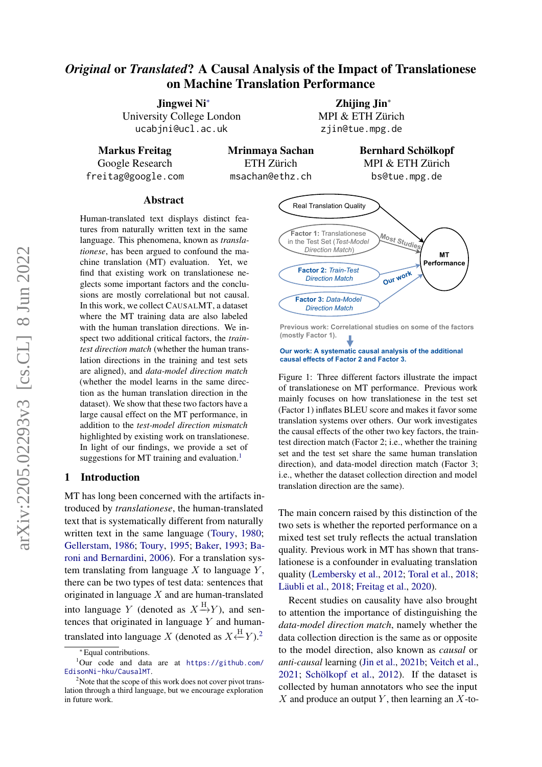# *Original* or *Translated*? A Causal Analysis of the Impact of Translationese on Machine Translation Performance

**Jingwei Ni**[*]
University College London
ucabjni@ucl.ac.uk

**Zhijing Jin**[*]
MPI & ETH Zürich
zjin@tue.mpg.de

**Markus Freitag**
Google Research
freitag@google.com

**Mrinmaya Sachan**
ETH Zürich
msachan@ethz.ch

**Bernhard Schölkopf**
MPI & ETH Zürich
bs@tue.mpg.de

## Abstract

Human-translated text displays distinct features from naturally written text in the same language. This phenomena, known as *translationese*, has been argued to confound the machine translation (MT) evaluation. Yet, we find that existing work on translationese neglects some important factors and the conclusions are mostly correlational but not causal. In this work, we collect CAUSALMT, a dataset where the MT training data are also labeled with the human translation directions. We inspect two additional critical factors, the *train-test direction match* (whether the human translation directions in the training and test sets are aligned), and *data-model direction match* (whether the model learns in the same direction as the human translation direction in the dataset). We show that these two factors have a large causal effect on the MT performance, in addition to the *test-model direction mismatch* highlighted by existing work on translationese. In light of our findings, we provide a set of suggestions for MT training and evaluation.[1]

## 1 Introduction

MT has long been concerned with the artifacts introduced by *translationese*, the human-translated text that is systematically different from naturally written text in the same language (Toury, 1980; Gellerstam, 1986; Toury, 1995; Baker, 1993; Baroni and Bernardini, 2006). For a translation system translating from language $X$ to language $Y$, there can be two types of test data: sentences that originated in language $X$ and are human-translated into language $Y$ (denoted as $X \xrightarrow{\text{H}} Y$), and sentences that originated in language $Y$ and human-translated into language $X$ (denoted as $X \xleftarrow{\text{H}} Y$).[2]

Real Translation Quality

Factor 1: Translationese in the Test Set (*Test-Model Direction Match*)

Factor 2: *Train-Test Direction Match*

Factor 3: *Data-Model Direction Match*

MT Performance

Most Studies

Our work

Previous work: Correlational studies on some of the factors (mostly Factor 1).

Our work: A systematic causal analysis of the additional causal effects of Factor 2 and Factor 3.

Figure 1: Three different factors illustrate the impact of translationese on MT performance. Previous work mainly focuses on how translationese in the test set (Factor 1) inflates BLEU score and makes it favor some translation systems over others. Our work investigates the causal effects of the other two key factors, the train-test direction match (Factor 2; i.e., whether the training set and the test set share the same human translation direction), and data-model direction match (Factor 3; i.e., whether the dataset collection direction and model translation direction are the same).

The main concern raised by this distinction of the two sets is whether the reported performance on a mixed test set truly reflects the actual translation quality. Previous work in MT has shown that translationese is a confounder in evaluating translation quality (Lembersky et al., 2012; Toral et al., 2018; Läubli et al., 2018; Freitag et al., 2020).

Recent studies on causality have also brought to attention the importance of distinguishing the *data-model direction match*, namely whether the data collection direction is the same as or opposite to the model direction, also known as *causal* or *anti-causal* learning (Jin et al., 2021b; Veitch et al., 2021; Schölkopf et al., 2012). If the dataset is collected by human annotators who see the input $X$ and produce an output $Y$, then learning an $X$-to-

[*] Equal contributions.

[1] Our code and data are at https://github.com/EdisonNi-hku/CausalMT.

[2] Note that the scope of this work does not cover pivot translation through a third language, but we encourage exploration in future work.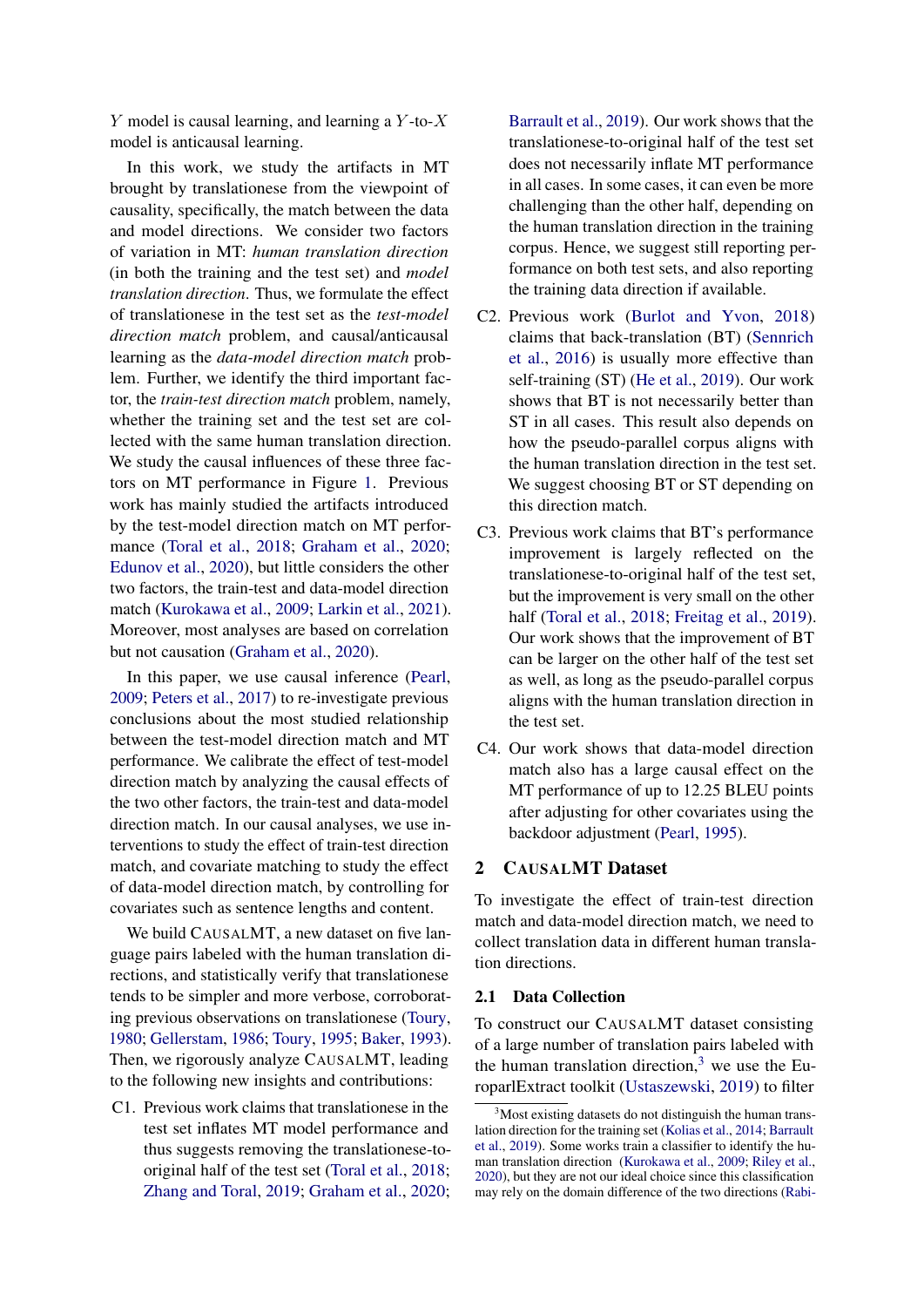$Y$ model is causal learning, and learning a $Y$-to-$X$ model is anticausal learning.

In this work, we study the artifacts in MT brought by translationese from the viewpoint of causality, specifically, the match between the data and model directions. We consider two factors of variation in MT: *human translation direction* (in both the training and the test set) and *model translation direction*. Thus, we formulate the effect of translationese in the test set as the *test-model direction match* problem, and causal/anticausal learning as the *data-model direction match* problem. Further, we identify the third important factor, the *train-test direction match* problem, namely, whether the training set and the test set are collected with the same human translation direction. We study the causal influences of these three factors on MT performance in Figure 1. Previous work has mainly studied the artifacts introduced by the test-model direction match on MT performance (Toral et al., 2018; Graham et al., 2020; Edunov et al., 2020), but little considers the other two factors, the train-test and data-model direction match (Kurokawa et al., 2009; Larkin et al., 2021). Moreover, most analyses are based on correlation but not causation (Graham et al., 2020).

In this paper, we use causal inference (Pearl, 2009; Peters et al., 2017) to re-investigate previous conclusions about the most studied relationship between the test-model direction match and MT performance. We calibrate the effect of test-model direction match by analyzing the causal effects of the two other factors, the train-test and data-model direction match. In our causal analyses, we use interventions to study the effect of train-test direction match, and covariate matching to study the effect of data-model direction match, by controlling for covariates such as sentence lengths and content.

We build CausalMT, a new dataset on five language pairs labeled with the human translation directions, and statistically verify that translationese tends to be simpler and more verbose, corroborating previous observations on translationese (Toury, 1980; Gellerstam, 1986; Toury, 1995; Baker, 1993). Then, we rigorously analyze CausalMT, leading to the following new insights and contributions:

C1. Previous work claims that translationese in the test set inflates MT model performance and thus suggests removing the translationese-to-original half of the test set (Toral et al., 2018; Zhang and Toral, 2019; Graham et al., 2020; Barrault et al., 2019). Our work shows that the translationese-to-original half of the test set does not necessarily inflate MT performance in all cases. In some cases, it can even be more challenging than the other half, depending on the human translation direction in the training corpus. Hence, we suggest still reporting performance on both test sets, and also reporting the training data direction if available.

C2. Previous work (Burlot and Yvon, 2018) claims that back-translation (BT) (Sennrich et al., 2016) is usually more effective than self-training (ST) (He et al., 2019). Our work shows that BT is not necessarily better than ST in all cases. This result also depends on how the pseudo-parallel corpus aligns with the human translation direction in the test set. We suggest choosing BT or ST depending on this direction match.

C3. Previous work claims that BT's performance improvement is largely reflected on the translationese-to-original half of the test set, but the improvement is very small on the other half (Toral et al., 2018; Freitag et al., 2019). Our work shows that the improvement of BT can be larger on the other half of the test set as well, as long as the pseudo-parallel corpus aligns with the human translation direction in the test set.

C4. Our work shows that data-model direction match also has a large causal effect on the MT performance of up to 12.25 BLEU points after adjusting for other covariates using the backdoor adjustment (Pearl, 1995).

## 2 CausalMT Dataset

To investigate the effect of train-test direction match and data-model direction match, we need to collect translation data in different human translation directions.

### 2.1 Data Collection

To construct our CausalMT dataset consisting of a large number of translation pairs labeled with the human translation direction,[3] we use the EuroparlExtract toolkit (Ustaszewski, 2019) to filter

[3] Most existing datasets do not distinguish the human translation direction for the training set (Kolias et al., 2014; Barrault et al., 2019). Some works train a classifier to identify the human translation direction (Kurokawa et al., 2009; Riley et al., 2020), but they are not our ideal choice since this classification may rely on the domain difference of the two directions (Rabi-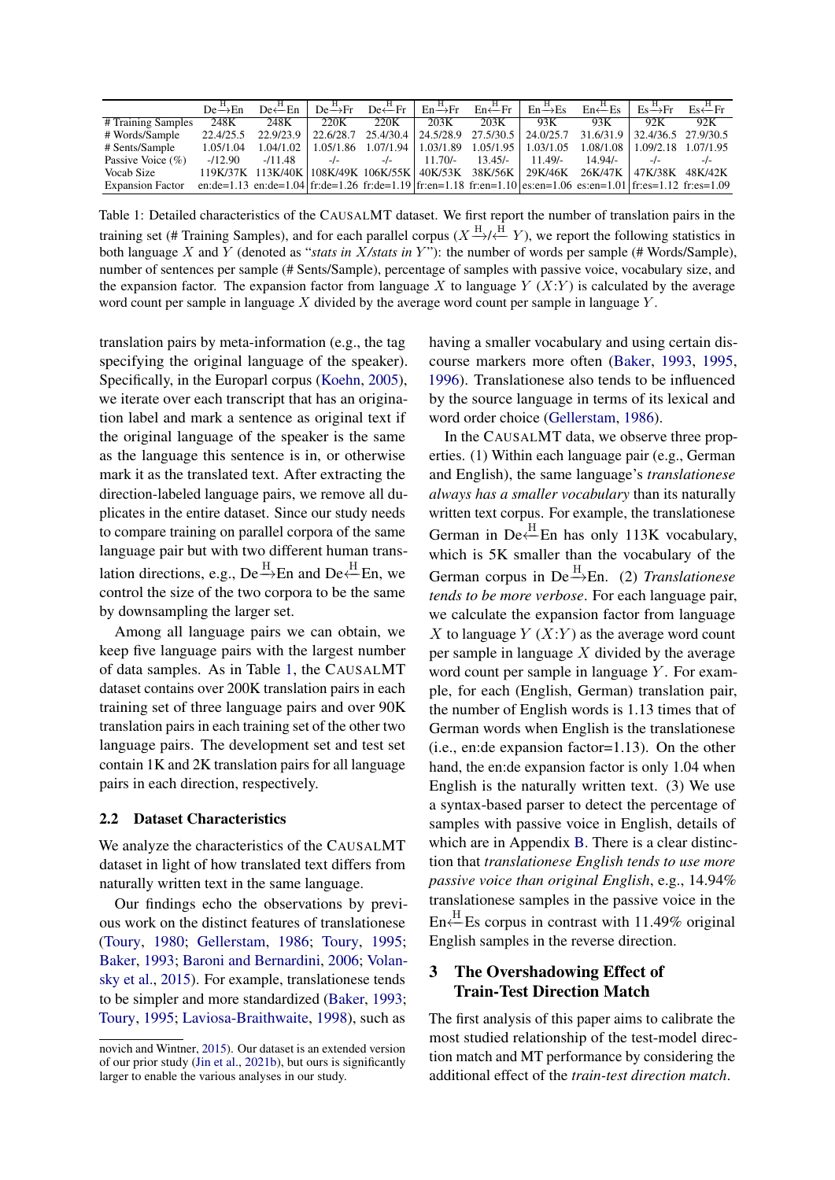|  | De $\xrightarrow{H}$ En | De $\xleftarrow{H}$ En | De $\xrightarrow{H}$ Fr | De $\xleftarrow{H}$ Fr | En $\xrightarrow{H}$ Fr | En $\xleftarrow{H}$ Fr | En $\xrightarrow{H}$ Es | En $\xleftarrow{H}$ Es | Es $\xrightarrow{H}$ Fr | Es $\xleftarrow{H}$ Fr |
|---|---|---|---|---|---|---|---|---|---|---|
| # Training Samples | 248K | 248K | 220K | 220K | 203K | 203K | 93K | 93K | 92K | 92K |
| # Words/Sample | 22.4/25.5 | 22.9/23.9 | 22.6/28.7 | 25.4/30.4 | 24.5/28.9 | 27.5/30.5 | 24.0/25.7 | 31.6/31.9 | 32.4/36.5 | 27.9/30.5 |
| # Sents/Sample | 1.05/1.04 | 1.04/1.02 | 1.05/1.86 | 1.07/1.94 | 1.03/1.89 | 1.05/1.95 | 1.03/1.05 | 1.08/1.08 | 1.09/2.18 | 1.07/1.95 |
| Passive Voice (%) | -/12.90 | -/11.48 | -/- | -/- | 11.70/- | 13.45/- | 11.49/- | 14.94/- | -/- | -/- |
| Vocab Size | 119K/37K | 113K/40K | 108K/49K | 106K/55K | 40K/53K | 38K/56K | 29K/46K | 26K/47K | 47K/38K | 48K/42K |
| Expansion Factor | en:de=1.13 | en:de=1.04 | fr:de=1.26 | fr:de=1.19 | fr:en=1.18 | fr:en=1.10 | es:en=1.06 | es:en=1.01 | fr:es=1.12 | fr:es=1.09 |

Table 1: Detailed characteristics of the CausalMT dataset. We first report the number of translation pairs in the training set (# Training Samples), and for each parallel corpus ($X \xrightarrow{H} / \xleftarrow{H} Y$), we report the following statistics in both language $X$ and $Y$ (denoted as "*stats in X/stats in Y*"): the number of words per sample (# Words/Sample), number of sentences per sample (# Sents/Sample), percentage of samples with passive voice, vocabulary size, and the expansion factor. The expansion factor from language $X$ to language $Y$ ($X$:$Y$) is calculated by the average word count per sample in language $X$ divided by the average word count per sample in language $Y$.

translation pairs by meta-information (e.g., the tag specifying the original language of the speaker). Specifically, in the Europarl corpus (Koehn, 2005), we iterate over each transcript that has an origination label and mark a sentence as original text if the original language of the speaker is the same as the language this sentence is in, or otherwise mark it as the translated text. After extracting the direction-labeled language pairs, we remove all duplicates in the entire dataset. Since our study needs to compare training on parallel corpora of the same language pair but with two different human translation directions, e.g., De $\xrightarrow{H}$ En and De $\xleftarrow{H}$ En, we control the size of the two corpora to be the same by downsampling the larger set.

Among all language pairs we can obtain, we keep five language pairs with the largest number of data samples. As in Table 1, the CausalMT dataset contains over 200K translation pairs in each training set of three language pairs and over 90K translation pairs in each training set of the other two language pairs. The development set and test set contain 1K and 2K translation pairs for all language pairs in each direction, respectively.

## 2.2 Dataset Characteristics

We analyze the characteristics of the CausalMT dataset in light of how translated text differs from naturally written text in the same language.

Our findings echo the observations by previous work on the distinct features of translationese (Toury, 1980; Gellerstam, 1986; Toury, 1995; Baker, 1993; Baroni and Bernardini, 2006; Volansky et al., 2015). For example, translationese tends to be simpler and more standardized (Baker, 1993; Toury, 1995; Laviosa-Braithwaite, 1998), such as having a smaller vocabulary and using certain discourse markers more often (Baker, 1993, 1995, 1996). Translationese also tends to be influenced by the source language in terms of its lexical and word order choice (Gellerstam, 1986).

In the CausalMT data, we observe three properties. (1) Within each language pair (e.g., German and English), the same language's *translationese always has a smaller vocabulary* than its naturally written text corpus. For example, the translationese German in De $\xleftarrow{H}$ En has only 113K vocabulary, which is 5K smaller than the vocabulary of the German corpus in De $\xrightarrow{H}$ En. (2) *Translationese tends to be more verbose*. For each language pair, we calculate the expansion factor from language $X$ to language $Y$ ($X$:$Y$) as the average word count per sample in language $X$ divided by the average word count per sample in language $Y$. For example, for each (English, German) translation pair, the number of English words is 1.13 times that of German words when English is the translationese (i.e., en:de expansion factor=1.13). On the other hand, the en:de expansion factor is only 1.04 when English is the naturally written text. (3) We use a syntax-based parser to detect the percentage of samples with passive voice in English, details of which are in Appendix B. There is a clear distinction that *translationese English tends to use more passive voice than original English*, e.g., 14.94% translationese samples in the passive voice in the En $\xleftarrow{H}$ Es corpus in contrast with 11.49% original English samples in the reverse direction.

# 3 The Overshadowing Effect of Train-Test Direction Match

The first analysis of this paper aims to calibrate the most studied relationship of the test-model direction match and MT performance by considering the additional effect of the *train-test direction match*.

novich and Wintner, 2015). Our dataset is an extended version of our prior study (Jin et al., 2021b), but ours is significantly larger to enable the various analyses in our study.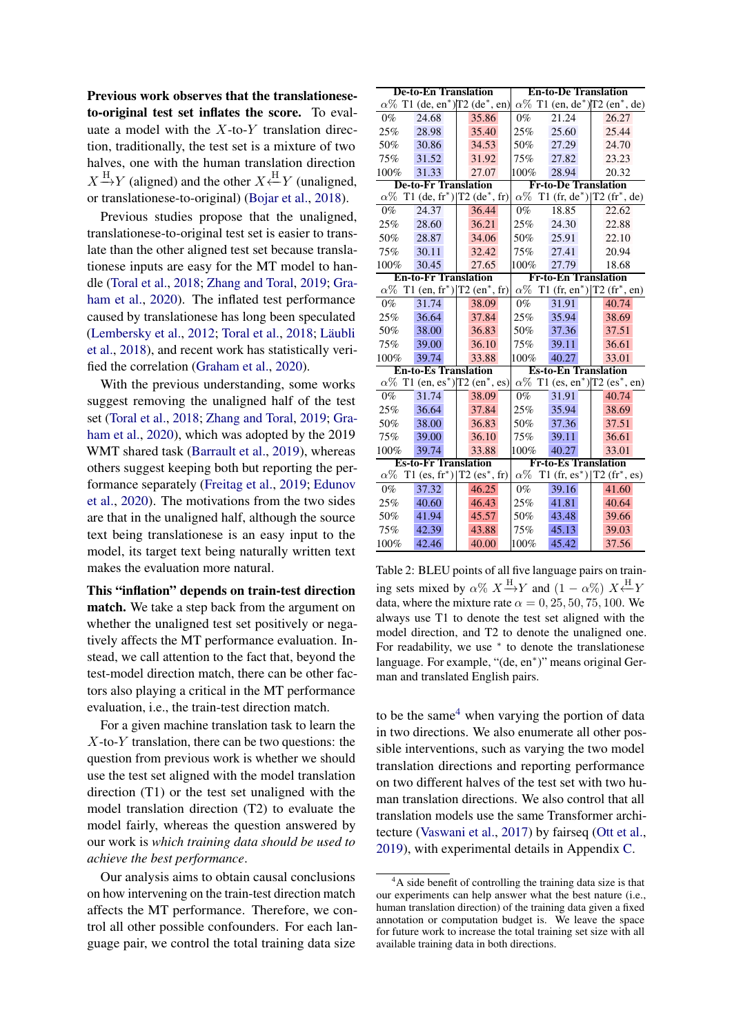**Previous work observes that the translationese-to-original test set inflates the score.** To evaluate a model with the $X$-to-$Y$ translation direction, traditionally, the test set is a mixture of two halves, one with the human translation direction $X \xrightarrow{\text{H}} Y$ (aligned) and the other $X \xleftarrow{\text{H}} Y$ (unaligned, or translationese-to-original) (Bojar et al., 2018).

Previous studies propose that the unaligned, translationese-to-original test set is easier to translate than the other aligned test set because translationese inputs are easy for the MT model to handle (Toral et al., 2018; Zhang and Toral, 2019; Graham et al., 2020). The inflated test performance caused by translationese has long been speculated (Lembersky et al., 2012; Toral et al., 2018; Läubli et al., 2018), and recent work has statistically verified the correlation (Graham et al., 2020).

With the previous understanding, some works suggest removing the unaligned half of the test set (Toral et al., 2018; Zhang and Toral, 2019; Graham et al., 2020), which was adopted by the 2019 WMT shared task (Barrault et al., 2019), whereas others suggest keeping both but reporting the performance separately (Freitag et al., 2019; Edunov et al., 2020). The motivations from the two sides are that in the unaligned half, although the source text being translationese is an easy input to the model, its target text being naturally written text makes the evaluation more natural.

**This "inflation" depends on train-test direction match.** We take a step back from the argument on whether the unaligned test set positively or negatively affects the MT performance evaluation. Instead, we call attention to the fact that, beyond the test-model direction match, there can be other factors also playing a critical in the MT performance evaluation, i.e., the train-test direction match.

For a given machine translation task to learn the $X$-to-$Y$ translation, there can be two questions: the question from previous work is whether we should use the test set aligned with the model translation direction (T1) or the test set unaligned with the model translation direction (T2) to evaluate the model fairly, whereas the question answered by our work is *which training data should be used to achieve the best performance*.

Our analysis aims to obtain causal conclusions on how intervening on the train-test direction match affects the MT performance. Therefore, we control all other possible confounders. For each language pair, we control the total training data size to be the same[4] when varying the portion of data in two directions. We also enumerate all other possible interventions, such as varying the two model translation directions and reporting performance on two different halves of the test set with two human translation directions. We also control that all translation models use the same Transformer architecture (Vaswani et al., 2017) by fairseq (Ott et al., 2019), with experimental details in Appendix C.

| De-to-En Translation | | | En-to-De Translation | | |
|---|---|---|---|---|---|
| $\alpha$% | T1 (de, en*) | T2 (de*, en) | $\alpha$% | T1 (en, de*) | T2 (en*, de) |
| 0% | 24.68 | 35.86 | 0% | 21.24 | 26.27 |
| 25% | 28.98 | 35.40 | 25% | 25.60 | 25.44 |
| 50% | 30.86 | 34.53 | 50% | 27.29 | 24.70 |
| 75% | 31.52 | 31.92 | 75% | 27.82 | 23.23 |
| 100% | 31.33 | 27.07 | 100% | 28.94 | 20.32 |
| **De-to-Fr Translation** | | | **Fr-to-De Translation** | | |
| $\alpha$% | T1 (de, fr*) | T2 (de*, fr) | $\alpha$% | T1 (fr, de*) | T2 (fr*, de) |
| 0% | 24.37 | 36.44 | 0% | 18.85 | 22.62 |
| 25% | 28.60 | 36.21 | 25% | 24.30 | 22.88 |
| 50% | 28.87 | 34.06 | 50% | 25.91 | 22.10 |
| 75% | 30.11 | 32.42 | 75% | 27.41 | 20.94 |
| 100% | 30.45 | 27.65 | 100% | 27.79 | 18.68 |
| **En-to-Fr Translation** | | | **Fr-to-En Translation** | | |
| $\alpha$% | T1 (en, fr*) | T2 (en*, fr) | $\alpha$% | T1 (fr, en*) | T2 (fr*, en) |
| 0% | 31.74 | 38.09 | 0% | 31.91 | 40.74 |
| 25% | 36.64 | 37.84 | 25% | 35.94 | 38.69 |
| 50% | 38.00 | 36.83 | 50% | 37.36 | 37.51 |
| 75% | 39.00 | 36.10 | 75% | 39.11 | 36.61 |
| 100% | 39.74 | 33.88 | 100% | 40.27 | 33.01 |
| **En-to-Es Translation** | | | **Es-to-En Translation** | | |
| $\alpha$% | T1 (en, es*) | T2 (en*, es) | $\alpha$% | T1 (es, en*) | T2 (es*, en) |
| 0% | 31.74 | 38.09 | 0% | 31.91 | 40.74 |
| 25% | 36.64 | 37.84 | 25% | 35.94 | 38.69 |
| 50% | 38.00 | 36.83 | 50% | 37.36 | 37.51 |
| 75% | 39.00 | 36.10 | 75% | 39.11 | 36.61 |
| 100% | 39.74 | 33.88 | 100% | 40.27 | 33.01 |
| **Es-to-Fr Translation** | | | **Fr-to-Es Translation** | | |
| $\alpha$% | T1 (es, fr*) | T2 (es*, fr) | $\alpha$% | T1 (fr, es*) | T2 (fr*, es) |
| 0% | 37.32 | 46.25 | 0% | 39.16 | 41.60 |
| 25% | 40.60 | 46.43 | 25% | 41.81 | 40.64 |
| 50% | 41.94 | 45.57 | 50% | 43.48 | 39.66 |
| 75% | 42.39 | 43.88 | 75% | 45.13 | 39.03 |
| 100% | 42.46 | 40.00 | 100% | 45.42 | 37.56 |

Table 2: BLEU points of all five language pairs on training sets mixed by $\alpha\%$ $X \xrightarrow{\text{H}} Y$ and $(1-\alpha\%)$ $X \xleftarrow{\text{H}} Y$ data, where the mixture rate $\alpha = 0, 25, 50, 75, 100$. We always use T1 to denote the test set aligned with the model direction, and T2 to denote the unaligned one. For readability, we use * to denote the translationese language. For example, "(de, en*)" means original German and translated English pairs.

[4] A side benefit of controlling the training data size is that our experiments can help answer what the best nature (i.e., human translation direction) of the training data given a fixed annotation or computation budget is. We leave the space for future work to increase the total training set size with all available training data in both directions.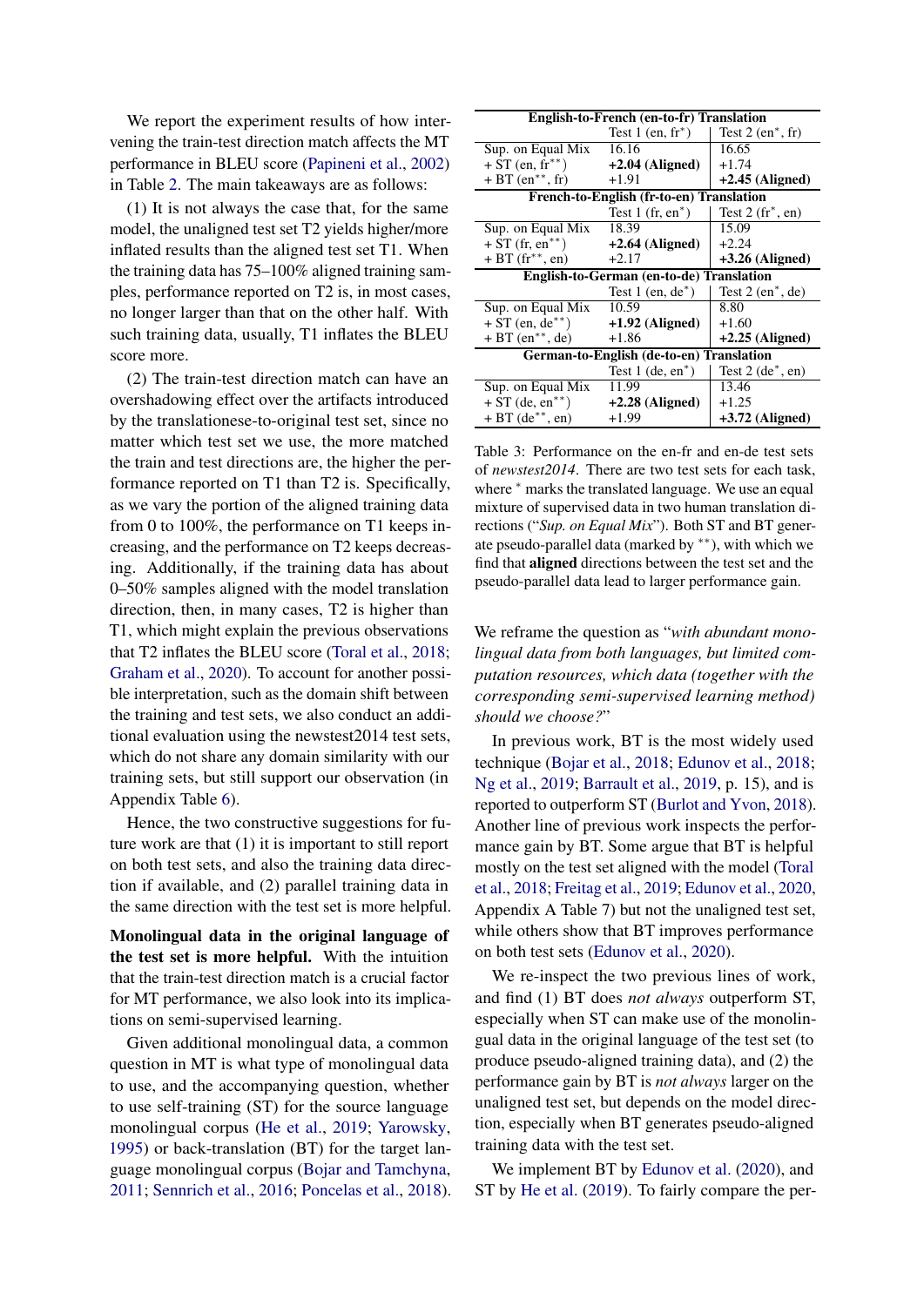We report the experiment results of how intervening the train-test direction match affects the MT performance in BLEU score (Papineni et al., 2002) in Table 2. The main takeaways are as follows:

(1) It is not always the case that, for the same model, the unaligned test set T2 yields higher/more inflated results than the aligned test set T1. When the training data has 75–100% aligned training samples, performance reported on T2 is, in most cases, no longer larger than that on the other half. With such training data, usually, T1 inflates the BLEU score more.

(2) The train-test direction match can have an overshadowing effect over the artifacts introduced by the translationese-to-original test set, since no matter which test set we use, the more matched the train and test directions are, the higher the performance reported on T1 than T2 is. Specifically, as we vary the portion of the aligned training data from 0 to 100%, the performance on T1 keeps increasing, and the performance on T2 keeps decreasing. Additionally, if the training data has about 0–50% samples aligned with the model translation direction, then, in many cases, T2 is higher than T1, which might explain the previous observations that T2 inflates the BLEU score (Toral et al., 2018; Graham et al., 2020). To account for another possible interpretation, such as the domain shift between the training and test sets, we also conduct an additional evaluation using the newstest2014 test sets, which do not share any domain similarity with our training sets, but still support our observation (in Appendix Table 6).

Hence, the two constructive suggestions for future work are that (1) it is important to still report on both test sets, and also the training data direction if available, and (2) parallel training data in the same direction with the test set is more helpful.

**Monolingual data in the original language of the test set is more helpful.** With the intuition that the train-test direction match is a crucial factor for MT performance, we also look into its implications on semi-supervised learning.

Given additional monolingual data, a common question in MT is what type of monolingual data to use, and the accompanying question, whether to use self-training (ST) for the source language monolingual corpus (He et al., 2019; Yarowsky, 1995) or back-translation (BT) for the target language monolingual corpus (Bojar and Tamchyna, 2011; Sennrich et al., 2016; Poncelas et al., 2018).

| English-to-French (en-to-fr) Translation | | |
|---|---|---|
| | Test 1 (en, fr*) | Test 2 (en*, fr) |
| Sup. on Equal Mix | 16.16 | 16.65 |
| + ST (en, fr**) | **+2.04 (Aligned)** | +1.74 |
| + BT (en**, fr) | +1.91 | **+2.45 (Aligned)** |
| **French-to-English (fr-to-en) Translation** | | |
| | Test 1 (fr, en*) | Test 2 (fr*, en) |
| Sup. on Equal Mix | 18.39 | 15.09 |
| + ST (fr, en**) | **+2.64 (Aligned)** | +2.24 |
| + BT (fr**, en) | +2.17 | **+3.26 (Aligned)** |
| **English-to-German (en-to-de) Translation** | | |
| | Test 1 (en, de*) | Test 2 (en*, de) |
| Sup. on Equal Mix | 10.59 | 8.80 |
| + ST (en, de**) | **+1.92 (Aligned)** | +1.60 |
| + BT (en**, de) | +1.86 | **+2.25 (Aligned)** |
| **German-to-English (de-to-en) Translation** | | |
| | Test 1 (de, en*) | Test 2 (de*, en) |
| Sup. on Equal Mix | 11.99 | 13.46 |
| + ST (de, en**) | **+2.28 (Aligned)** | +1.25 |
| + BT (de**, en) | +1.99 | **+3.72 (Aligned)** |

Table 3: Performance on the en-fr and en-de test sets of *newstest2014*. There are two test sets for each task, where * marks the translated language. We use an equal mixture of supervised data in two human translation directions ("*Sup. on Equal Mix*"). Both ST and BT generate pseudo-parallel data (marked by **), with which we find that **aligned** directions between the test set and the pseudo-parallel data lead to larger performance gain.

We reframe the question as "*with abundant monolingual data from both languages, but limited computation resources, which data (together with the corresponding semi-supervised learning method) should we choose?*"

In previous work, BT is the most widely used technique (Bojar et al., 2018; Edunov et al., 2018; Ng et al., 2019; Barrault et al., 2019, p. 15), and is reported to outperform ST (Burlot and Yvon, 2018). Another line of previous work inspects the performance gain by BT. Some argue that BT is helpful mostly on the test set aligned with the model (Toral et al., 2018; Freitag et al., 2019; Edunov et al., 2020, Appendix A Table 7) but not the unaligned test set, while others show that BT improves performance on both test sets (Edunov et al., 2020).

We re-inspect the two previous lines of work, and find (1) BT does *not always* outperform ST, especially when ST can make use of the monolingual data in the original language of the test set (to produce pseudo-aligned training data), and (2) the performance gain by BT is *not always* larger on the unaligned test set, but depends on the model direction, especially when BT generates pseudo-aligned training data with the test set.

We implement BT by Edunov et al. (2020), and ST by He et al. (2019). To fairly compare the per-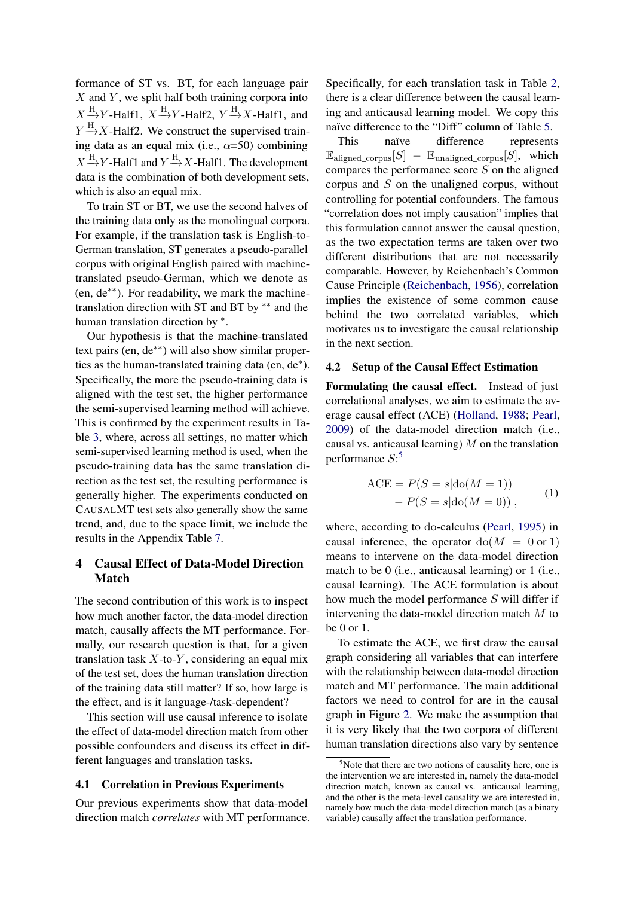formance of ST vs. BT, for each language pair $X$ and $Y$, we split half both training corpora into $X \xrightarrow{\text{H}} Y$-Half1, $X \xrightarrow{\text{H}} Y$-Half2, $Y \xrightarrow{\text{H}} X$-Half1, and $Y \xrightarrow{\text{H}} X$-Half2. We construct the supervised training data as an equal mix (i.e., $\alpha$=50) combining $X \xrightarrow{\text{H}} Y$-Half1 and $Y \xrightarrow{\text{H}} X$-Half1. The development data is the combination of both development sets, which is also an equal mix.

To train ST or BT, we use the second halves of the training data only as the monolingual corpora. For example, if the translation task is English-to-German translation, ST generates a pseudo-parallel corpus with original English paired with machine-translated pseudo-German, which we denote as (en, de$^{**}$). For readability, we mark the machine-translation direction with ST and BT by $^{**}$ and the human translation direction by $^{*}$.

Our hypothesis is that the machine-translated text pairs (en, de$^{**}$) will also show similar properties as the human-translated training data (en, de$^{*}$). Specifically, the more the pseudo-training data is aligned with the test set, the higher performance the semi-supervised learning method will achieve. This is confirmed by the experiment results in Table 3, where, across all settings, no matter which semi-supervised learning method is used, when the pseudo-training data has the same translation direction as the test set, the resulting performance is generally higher. The experiments conducted on CausalMT test sets also generally show the same trend, and, due to the space limit, we include the results in the Appendix Table 7.

## 4 Causal Effect of Data-Model Direction Match

The second contribution of this work is to inspect how much another factor, the data-model direction match, causally affects the MT performance. Formally, our research question is that, for a given translation task $X$-to-$Y$, considering an equal mix of the test set, does the human translation direction of the training data still matter? If so, how large is the effect, and is it language-/task-dependent?

This section will use causal inference to isolate the effect of data-model direction match from other possible confounders and discuss its effect in different languages and translation tasks.

### 4.1 Correlation in Previous Experiments

Our previous experiments show that data-model direction match *correlates* with MT performance. Specifically, for each translation task in Table 2, there is a clear difference between the causal learning and anticausal learning model. We copy this naïve difference to the "Diff" column of Table 5.

This naïve difference represents $\mathbb{E}_{\text{aligned\_corpus}}[S] - \mathbb{E}_{\text{unaligned\_corpus}}[S]$, which compares the performance score $S$ on the aligned corpus and $S$ on the unaligned corpus, without controlling for potential confounders. The famous "correlation does not imply causation" implies that this formulation cannot answer the causal question, as the two expectation terms are taken over two different distributions that are not necessarily comparable. However, by Reichenbach's Common Cause Principle (Reichenbach, 1956), correlation implies the existence of some common cause behind the two correlated variables, which motivates us to investigate the causal relationship in the next section.

### 4.2 Setup of the Causal Effect Estimation

**Formulating the causal effect.** Instead of just correlational analyses, we aim to estimate the average causal effect (ACE) (Holland, 1988; Pearl, 2009) of the data-model direction match (i.e., causal vs. anticausal learning) $M$ on the translation performance $S$:[5]

$$\begin{aligned}\text{ACE} = &\ P(S = s|\text{do}(M = 1)) \\ &- P(S = s|\text{do}(M = 0))\ ,\end{aligned} \tag{1}$$

where, according to do-calculus (Pearl, 1995) in causal inference, the operator $\text{do}(M = 0 \text{ or } 1)$ means to intervene on the data-model direction match to be 0 (i.e., anticausal learning) or 1 (i.e., causal learning). The ACE formulation is about how much the model performance $S$ will differ if intervening the data-model direction match $M$ to be 0 or 1.

To estimate the ACE, we first draw the causal graph considering all variables that can interfere with the relationship between data-model direction match and MT performance. The main additional factors we need to control for are in the causal graph in Figure 2. We make the assumption that it is very likely that the two corpora of different human translation directions also vary by sentence

[5] Note that there are two notions of causality here, one is the intervention we are interested in, namely the data-model direction match, known as causal vs. anticausal learning, and the other is the meta-level causality we are interested in, namely how much the data-model direction match (as a binary variable) causally affect the translation performance.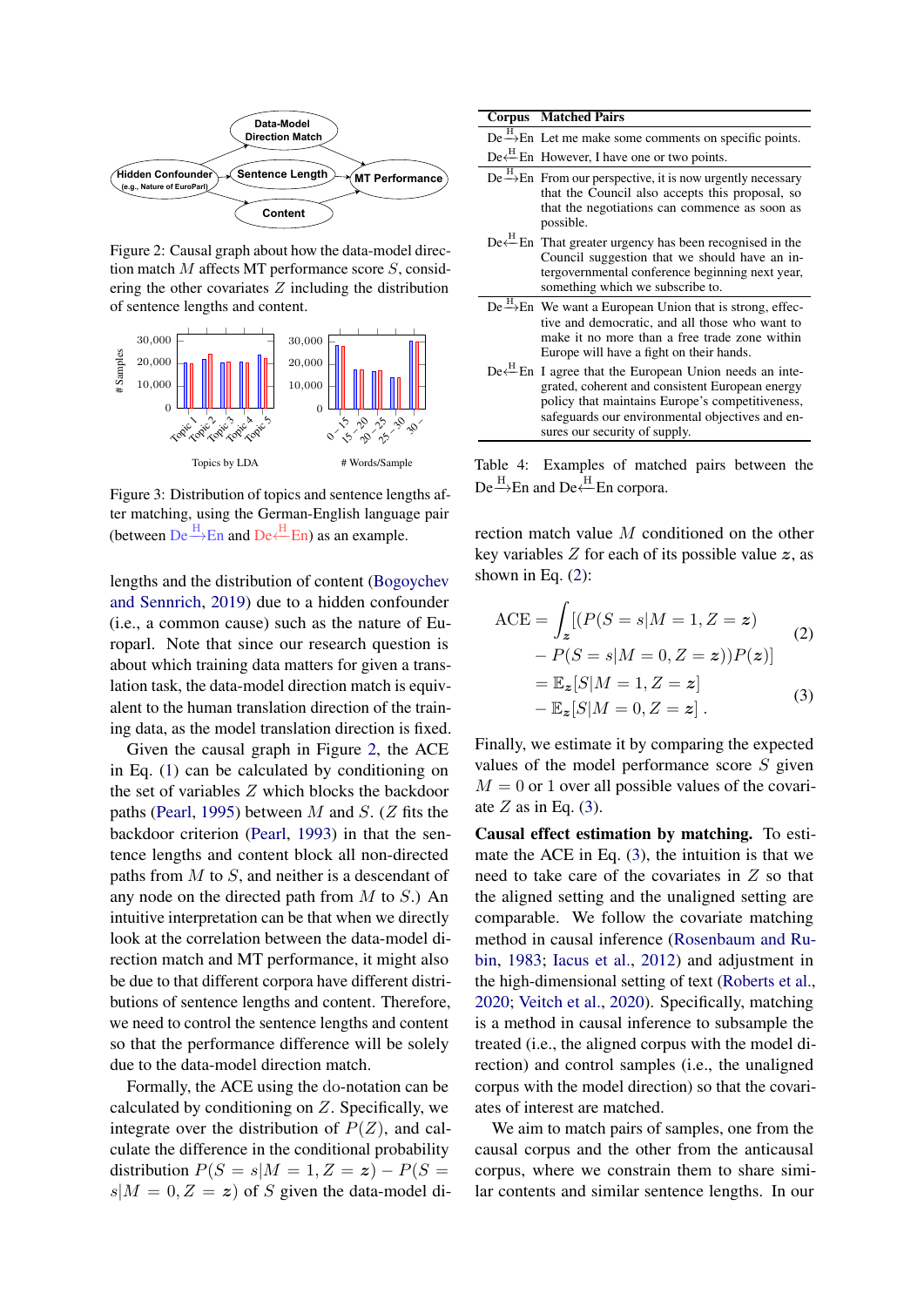Figure 2: Causal graph about how the data-model direction match $M$ affects MT performance score $S$, considering the other covariates $Z$ including the distribution of sentence lengths and content.

Figure 3: Distribution of topics and sentence lengths after matching, using the German-English language pair (between De$\xrightarrow{H}$En and De$\xleftarrow{H}$En) as an example.

lengths and the distribution of content (Bogoychev and Sennrich, 2019) due to a hidden confounder (i.e., a common cause) such as the nature of Europarl. Note that since our research question is about which training data matters for given a translation task, the data-model direction match is equivalent to the human translation direction of the training data, as the model translation direction is fixed.

Given the causal graph in Figure 2, the ACE in Eq. (1) can be calculated by conditioning on the set of variables $Z$ which blocks the backdoor paths (Pearl, 1995) between $M$ and $S$. ($Z$ fits the backdoor criterion (Pearl, 1993) in that the sentence lengths and content block all non-directed paths from $M$ to $S$, and neither is a descendant of any node on the directed path from $M$ to $S$.) An intuitive interpretation can be that when we directly look at the correlation between the data-model direction match and MT performance, it might also be due to that different corpora have different distributions of sentence lengths and content. Therefore, we need to control the sentence lengths and content so that the performance difference will be solely due to the data-model direction match.

Formally, the ACE using the do-notation can be calculated by conditioning on $Z$. Specifically, we integrate over the distribution of $P(Z)$, and calculate the difference in the conditional probability distribution $P(S = s|M = 1, Z = \boldsymbol{z}) - P(S = s|M = 0, Z = \boldsymbol{z})$ of $S$ given the data-model direction match value $M$ conditioned on the other key variables $Z$ for each of its possible value $\boldsymbol{z}$, as shown in Eq. (2):

$$
\begin{aligned}
\text{ACE} = & \int_{\boldsymbol{z}} [(P(S = s|M = 1, Z = \boldsymbol{z}) \\
& - P(S = s|M = 0, Z = \boldsymbol{z}))P(\boldsymbol{z})] \qquad (2) \\
= & \, \mathbb{E}_{\boldsymbol{z}}[S|M = 1, Z = \boldsymbol{z}] \\
& - \mathbb{E}_{\boldsymbol{z}}[S|M = 0, Z = \boldsymbol{z}] \, . \qquad (3)
\end{aligned}
$$

Finally, we estimate it by comparing the expected values of the model performance score $S$ given $M = 0$ or $1$ over all possible values of the covariate $Z$ as in Eq. (3).

**Causal effect estimation by matching.** To estimate the ACE in Eq. (3), the intuition is that we need to take care of the covariates in $Z$ so that the aligned setting and the unaligned setting are comparable. We follow the covariate matching method in causal inference (Rosenbaum and Rubin, 1983; Iacus et al., 2012) and adjustment in the high-dimensional setting of text (Roberts et al., 2020; Veitch et al., 2020). Specifically, matching is a method in causal inference to subsample the treated (i.e., the aligned corpus with the model direction) and control samples (i.e., the unaligned corpus with the model direction) so that the covariates of interest are matched.

We aim to match pairs of samples, one from the causal corpus and the other from the anticausal corpus, where we constrain them to share similar contents and similar sentence lengths. In our

| Corpus | Matched Pairs |
|---|---|
| De$\xrightarrow{H}$En | Let me make some comments on specific points. |
| De$\xleftarrow{H}$En | However, I have one or two points. |
| De$\xrightarrow{H}$En | From our perspective, it is now urgently necessary that the Council also accepts this proposal, so that the negotiations can commence as soon as possible. |
| De$\xleftarrow{H}$En | That greater urgency has been recognised in the Council suggestion that we should have an intergovernmental conference beginning next year, something which we subscribe to. |
| De$\xrightarrow{H}$En | We want a European Union that is strong, effective and democratic, and all those who want to make it no more than a free trade zone within Europe will have a fight on their hands. |
| De$\xleftarrow{H}$En | I agree that the European Union needs an integrated, coherent and consistent European energy policy that maintains Europe's competitiveness, safeguards our environmental objectives and ensures our security of supply. |

Table 4: Examples of matched pairs between the De$\xrightarrow{H}$En and De$\xleftarrow{H}$En corpora.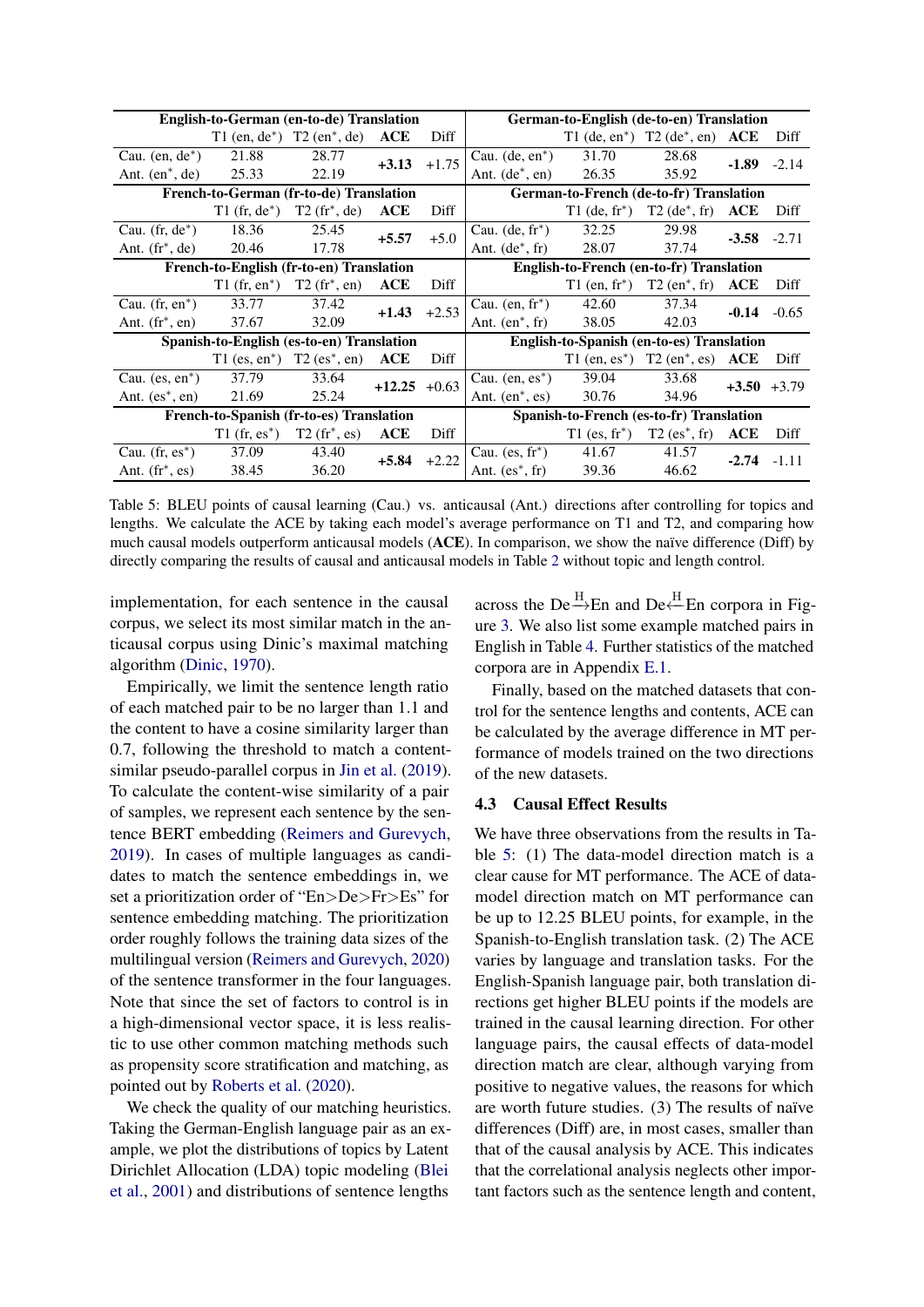| English-to-German (en-to-de) Translation | | | | | German-to-English (de-to-en) Translation | | | | |
|---|---|---|---|---|---|---|---|---|---|
| | T1 (en, de*) | T2 (en*, de) | **ACE** | Diff | | T1 (de, en*) | T2 (de*, en) | **ACE** | Diff |
| Cau. (en, de*) | 21.88 | 28.77 | **+3.13** | +1.75 | Cau. (de, en*) | 31.70 | 28.68 | **-1.89** | -2.14 |
| Ant. (en*, de) | 25.33 | 22.19 | | | Ant. (de*, en) | 26.35 | 35.92 | | |
| **French-to-German (fr-to-de) Translation** | | | | | **German-to-French (de-to-fr) Translation** | | | | |
| | T1 (fr, de*) | T2 (fr*, de) | **ACE** | Diff | | T1 (de, fr*) | T2 (de*, fr) | **ACE** | Diff |
| Cau. (fr, de*) | 18.36 | 25.45 | **+5.57** | +5.0 | Cau. (de, fr*) | 32.25 | 29.98 | **-3.58** | -2.71 |
| Ant. (fr*, de) | 20.46 | 17.78 | | | Ant. (de*, fr) | 28.07 | 37.74 | | |
| **French-to-English (fr-to-en) Translation** | | | | | **English-to-French (en-to-fr) Translation** | | | | |
| | T1 (fr, en*) | T2 (fr*, en) | **ACE** | Diff | | T1 (en, fr*) | T2 (en*, fr) | **ACE** | Diff |
| Cau. (fr, en*) | 33.77 | 37.42 | **+1.43** | +2.53 | Cau. (en, fr*) | 42.60 | 37.34 | **-0.14** | -0.65 |
| Ant. (fr*, en) | 37.67 | 32.09 | | | Ant. (en*, fr) | 38.05 | 42.03 | | |
| **Spanish-to-English (es-to-en) Translation** | | | | | **English-to-Spanish (en-to-es) Translation** | | | | |
| | T1 (es, en*) | T2 (es*, en) | **ACE** | Diff | | T1 (en, es*) | T2 (en*, es) | **ACE** | Diff |
| Cau. (es, en*) | 37.79 | 33.64 | **+12.25** | +0.63 | Cau. (en, es*) | 39.04 | 33.68 | **+3.50** | +3.79 |
| Ant. (es*, en) | 21.69 | 25.24 | | | Ant. (en*, es) | 30.76 | 34.96 | | |
| **French-to-Spanish (fr-to-es) Translation** | | | | | **Spanish-to-French (es-to-fr) Translation** | | | | |
| | T1 (fr, es*) | T2 (fr*, es) | **ACE** | Diff | | T1 (es, fr*) | T2 (es*, fr) | **ACE** | Diff |
| Cau. (fr, es*) | 37.09 | 43.40 | **+5.84** | +2.22 | Cau. (es, fr*) | 41.67 | 41.57 | **-2.74** | -1.11 |
| Ant. (fr*, es) | 38.45 | 36.20 | | | Ant. (es*, fr) | 39.36 | 46.62 | | |

Table 5: BLEU points of causal learning (Cau.) vs. anticausal (Ant.) directions after controlling for topics and lengths. We calculate the ACE by taking each model's average performance on T1 and T2, and comparing how much causal models outperform anticausal models (**ACE**). In comparison, we show the naïve difference (Diff) by directly comparing the results of causal and anticausal models in Table 2 without topic and length control.

implementation, for each sentence in the causal corpus, we select its most similar match in the anticausal corpus using Dinic's maximal matching algorithm (Dinic, 1970).

Empirically, we limit the sentence length ratio of each matched pair to be no larger than 1.1 and the content to have a cosine similarity larger than 0.7, following the threshold to match a content-similar pseudo-parallel corpus in Jin et al. (2019). To calculate the content-wise similarity of a pair of samples, we represent each sentence by the sentence BERT embedding (Reimers and Gurevych, 2019). In cases of multiple languages as candidates to match the sentence embeddings in, we set a prioritization order of "En>De>Fr>Es" for sentence embedding matching. The prioritization order roughly follows the training data sizes of the multilingual version (Reimers and Gurevych, 2020) of the sentence transformer in the four languages. Note that since the set of factors to control is in a high-dimensional vector space, it is less realistic to use other common matching methods such as propensity score stratification and matching, as pointed out by Roberts et al. (2020).

We check the quality of our matching heuristics. Taking the German-English language pair as an example, we plot the distributions of topics by Latent Dirichlet Allocation (LDA) topic modeling (Blei et al., 2001) and distributions of sentence lengths across the De$\xrightarrow{\text{H}}$En and De$\xleftarrow{\text{H}}$En corpora in Figure 3. We also list some example matched pairs in English in Table 4. Further statistics of the matched corpora are in Appendix E.1.

Finally, based on the matched datasets that control for the sentence lengths and contents, ACE can be calculated by the average difference in MT performance of models trained on the two directions of the new datasets.

### 4.3 Causal Effect Results

We have three observations from the results in Table 5: (1) The data-model direction match is a clear cause for MT performance. The ACE of data-model direction match on MT performance can be up to 12.25 BLEU points, for example, in the Spanish-to-English translation task. (2) The ACE varies by language and translation tasks. For the English-Spanish language pair, both translation directions get higher BLEU points if the models are trained in the causal learning direction. For other language pairs, the causal effects of data-model direction match are clear, although varying from positive to negative values, the reasons for which are worth future studies. (3) The results of naïve differences (Diff) are, in most cases, smaller than that of the causal analysis by ACE. This indicates that the correlational analysis neglects other important factors such as the sentence length and content,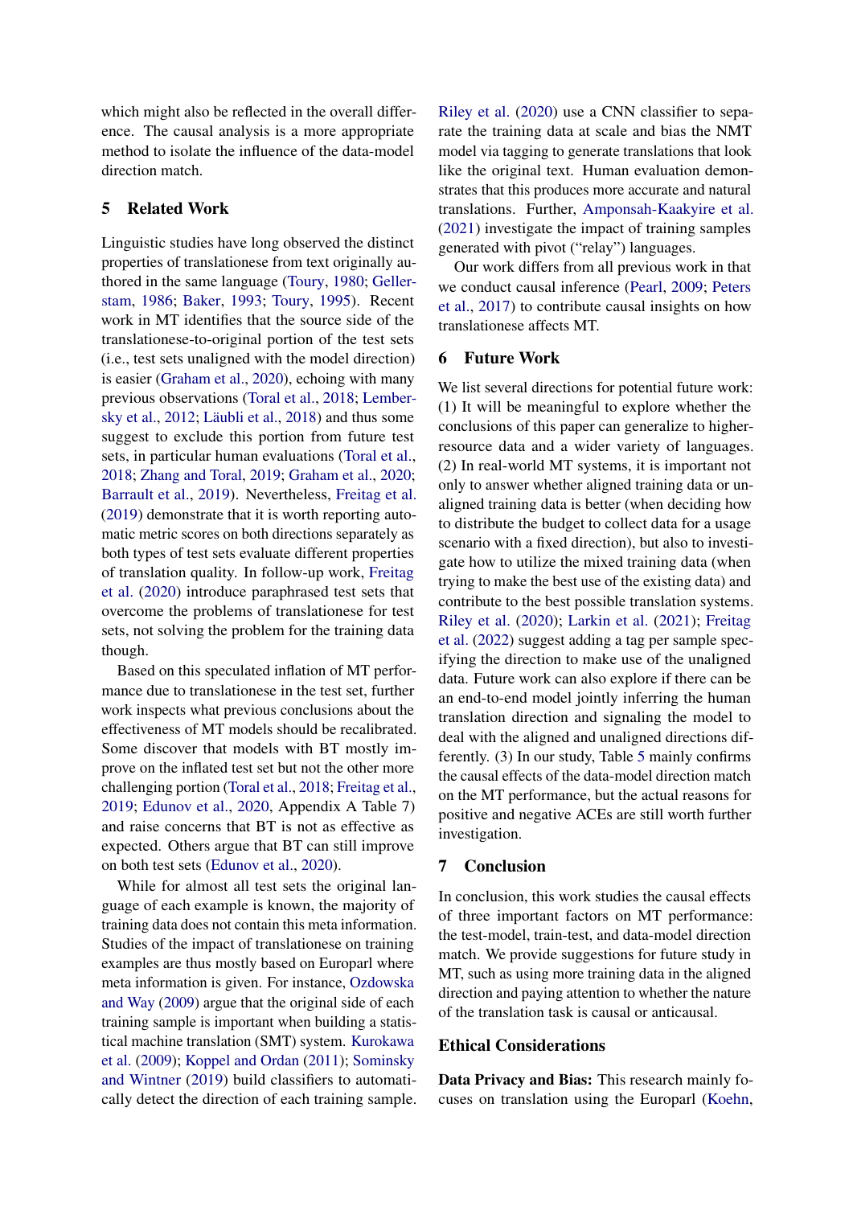which might also be reflected in the overall difference. The causal analysis is a more appropriate method to isolate the influence of the data-model direction match.

## 5 Related Work

Linguistic studies have long observed the distinct properties of translationese from text originally authored in the same language (Toury, 1980; Gellerstam, 1986; Baker, 1993; Toury, 1995). Recent work in MT identifies that the source side of the translationese-to-original portion of the test sets (i.e., test sets unaligned with the model direction) is easier (Graham et al., 2020), echoing with many previous observations (Toral et al., 2018; Lembersky et al., 2012; Läubli et al., 2018) and thus some suggest to exclude this portion from future test sets, in particular human evaluations (Toral et al., 2018; Zhang and Toral, 2019; Graham et al., 2020; Barrault et al., 2019). Nevertheless, Freitag et al. (2019) demonstrate that it is worth reporting automatic metric scores on both directions separately as both types of test sets evaluate different properties of translation quality. In follow-up work, Freitag et al. (2020) introduce paraphrased test sets that overcome the problems of translationese for test sets, not solving the problem for the training data though.

Based on this speculated inflation of MT performance due to translationese in the test set, further work inspects what previous conclusions about the effectiveness of MT models should be recalibrated. Some discover that models with BT mostly improve on the inflated test set but not the other more challenging portion (Toral et al., 2018; Freitag et al., 2019; Edunov et al., 2020, Appendix A Table 7) and raise concerns that BT is not as effective as expected. Others argue that BT can still improve on both test sets (Edunov et al., 2020).

While for almost all test sets the original language of each example is known, the majority of training data does not contain this meta information. Studies of the impact of translationese on training examples are thus mostly based on Europarl where meta information is given. For instance, Ozdowska and Way (2009) argue that the original side of each training sample is important when building a statistical machine translation (SMT) system. Kurokawa et al. (2009); Koppel and Ordan (2011); Sominsky and Wintner (2019) build classifiers to automatically detect the direction of each training sample. Riley et al. (2020) use a CNN classifier to separate the training data at scale and bias the NMT model via tagging to generate translations that look like the original text. Human evaluation demonstrates that this produces more accurate and natural translations. Further, Amponsah-Kaakyire et al. (2021) investigate the impact of training samples generated with pivot ("relay") languages.

Our work differs from all previous work in that we conduct causal inference (Pearl, 2009; Peters et al., 2017) to contribute causal insights on how translationese affects MT.

## 6 Future Work

We list several directions for potential future work: (1) It will be meaningful to explore whether the conclusions of this paper can generalize to higher-resource data and a wider variety of languages. (2) In real-world MT systems, it is important not only to answer whether aligned training data or unaligned training data is better (when deciding how to distribute the budget to collect data for a usage scenario with a fixed direction), but also to investigate how to utilize the mixed training data (when trying to make the best use of the existing data) and contribute to the best possible translation systems. Riley et al. (2020); Larkin et al. (2021); Freitag et al. (2022) suggest adding a tag per sample specifying the direction to make use of the unaligned data. Future work can also explore if there can be an end-to-end model jointly inferring the human translation direction and signaling the model to deal with the aligned and unaligned directions differently. (3) In our study, Table 5 mainly confirms the causal effects of the data-model direction match on the MT performance, but the actual reasons for positive and negative ACEs are still worth further investigation.

## 7 Conclusion

In conclusion, this work studies the causal effects of three important factors on MT performance: the test-model, train-test, and data-model direction match. We provide suggestions for future study in MT, such as using more training data in the aligned direction and paying attention to whether the nature of the translation task is causal or anticausal.

## Ethical Considerations

**Data Privacy and Bias:** This research mainly focuses on translation using the Europarl (Koehn,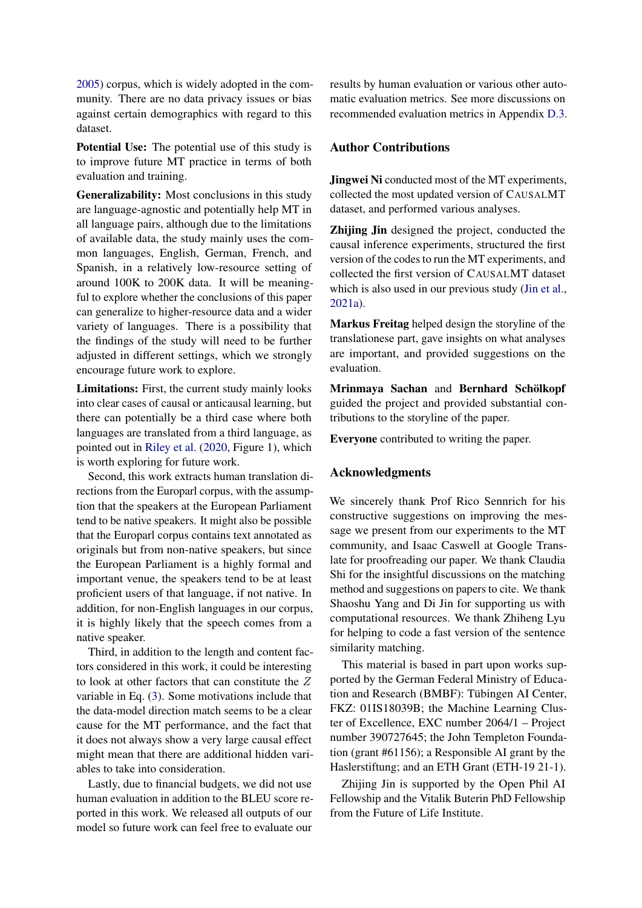2005) corpus, which is widely adopted in the community. There are no data privacy issues or bias against certain demographics with regard to this dataset.

**Potential Use:** The potential use of this study is to improve future MT practice in terms of both evaluation and training.

**Generalizability:** Most conclusions in this study are language-agnostic and potentially help MT in all language pairs, although due to the limitations of available data, the study mainly uses the common languages, English, German, French, and Spanish, in a relatively low-resource setting of around 100K to 200K data. It will be meaningful to explore whether the conclusions of this paper can generalize to higher-resource data and a wider variety of languages. There is a possibility that the findings of the study will need to be further adjusted in different settings, which we strongly encourage future work to explore.

**Limitations:** First, the current study mainly looks into clear cases of causal or anticausal learning, but there can potentially be a third case where both languages are translated from a third language, as pointed out in Riley et al. (2020, Figure 1), which is worth exploring for future work.

Second, this work extracts human translation directions from the Europarl corpus, with the assumption that the speakers at the European Parliament tend to be native speakers. It might also be possible that the Europarl corpus contains text annotated as originals but from non-native speakers, but since the European Parliament is a highly formal and important venue, the speakers tend to be at least proficient users of that language, if not native. In addition, for non-English languages in our corpus, it is highly likely that the speech comes from a native speaker.

Third, in addition to the length and content factors considered in this work, it could be interesting to look at other factors that can constitute the $Z$ variable in Eq. (3). Some motivations include that the data-model direction match seems to be a clear cause for the MT performance, and the fact that it does not always show a very large causal effect might mean that there are additional hidden variables to take into consideration.

Lastly, due to financial budgets, we did not use human evaluation in addition to the BLEU score reported in this work. We released all outputs of our model so future work can feel free to evaluate our results by human evaluation or various other automatic evaluation metrics. See more discussions on recommended evaluation metrics in Appendix D.3.

## Author Contributions

**Jingwei Ni** conducted most of the MT experiments, collected the most updated version of CAUSALMT dataset, and performed various analyses.

**Zhijing Jin** designed the project, conducted the causal inference experiments, structured the first version of the codes to run the MT experiments, and collected the first version of CAUSALMT dataset which is also used in our previous study (Jin et al., 2021a).

**Markus Freitag** helped design the storyline of the translationese part, gave insights on what analyses are important, and provided suggestions on the evaluation.

**Mrinmaya Sachan** and **Bernhard Schölkopf** guided the project and provided substantial contributions to the storyline of the paper.

**Everyone** contributed to writing the paper.

## Acknowledgments

We sincerely thank Prof Rico Sennrich for his constructive suggestions on improving the message we present from our experiments to the MT community, and Isaac Caswell at Google Translate for proofreading our paper. We thank Claudia Shi for the insightful discussions on the matching method and suggestions on papers to cite. We thank Shaoshu Yang and Di Jin for supporting us with computational resources. We thank Zhiheng Lyu for helping to code a fast version of the sentence similarity matching.

This material is based in part upon works supported by the German Federal Ministry of Education and Research (BMBF): Tübingen AI Center, FKZ: 01IS18039B; the Machine Learning Cluster of Excellence, EXC number 2064/1 – Project number 390727645; the John Templeton Foundation (grant #61156); a Responsible AI grant by the Haslerstiftung; and an ETH Grant (ETH-19 21-1).

Zhijing Jin is supported by the Open Phil AI Fellowship and the Vitalik Buterin PhD Fellowship from the Future of Life Institute.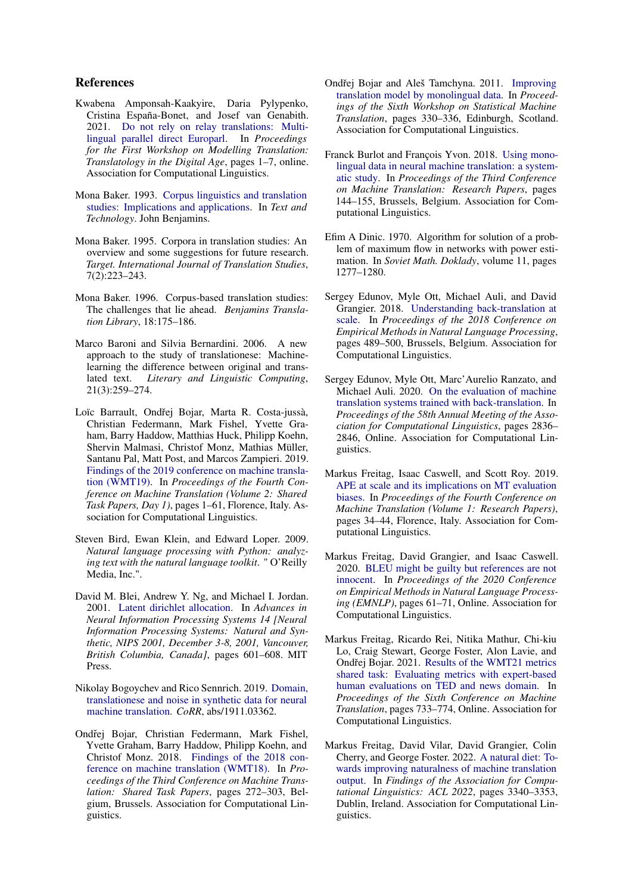## References

Kwabena Amponsah-Kaakyire, Daria Pylypenko, Cristina España-Bonet, and Josef van Genabith. 2021. Do not rely on relay translations: Multilingual parallel direct Europarl. In *Proceedings for the First Workshop on Modelling Translation: Translatology in the Digital Age*, pages 1–7, online. Association for Computational Linguistics.

Mona Baker. 1993. Corpus linguistics and translation studies: Implications and applications. In *Text and Technology*. John Benjamins.

Mona Baker. 1995. Corpora in translation studies: An overview and some suggestions for future research. *Target. International Journal of Translation Studies*, 7(2):223–243.

Mona Baker. 1996. Corpus-based translation studies: The challenges that lie ahead. *Benjamins Translation Library*, 18:175–186.

Marco Baroni and Silvia Bernardini. 2006. A new approach to the study of translationese: Machine-learning the difference between original and translated text. *Literary and Linguistic Computing*, 21(3):259–274.

Loïc Barrault, Ondřej Bojar, Marta R. Costa-jussà, Christian Federmann, Mark Fishel, Yvette Graham, Barry Haddow, Matthias Huck, Philipp Koehn, Shervin Malmasi, Christof Monz, Mathias Müller, Santanu Pal, Matt Post, and Marcos Zampieri. 2019. Findings of the 2019 conference on machine translation (WMT19). In *Proceedings of the Fourth Conference on Machine Translation (Volume 2: Shared Task Papers, Day 1)*, pages 1–61, Florence, Italy. Association for Computational Linguistics.

Steven Bird, Ewan Klein, and Edward Loper. 2009. *Natural language processing with Python: analyzing text with the natural language toolkit*. " O'Reilly Media, Inc.".

David M. Blei, Andrew Y. Ng, and Michael I. Jordan. 2001. Latent dirichlet allocation. In *Advances in Neural Information Processing Systems 14 [Neural Information Processing Systems: Natural and Synthetic, NIPS 2001, December 3-8, 2001, Vancouver, British Columbia, Canada]*, pages 601–608. MIT Press.

Nikolay Bogoychev and Rico Sennrich. 2019. Domain, translationese and noise in synthetic data for neural machine translation. *CoRR*, abs/1911.03362.

Ondřej Bojar, Christian Federmann, Mark Fishel, Yvette Graham, Barry Haddow, Philipp Koehn, and Christof Monz. 2018. Findings of the 2018 conference on machine translation (WMT18). In *Proceedings of the Third Conference on Machine Translation: Shared Task Papers*, pages 272–303, Belgium, Brussels. Association for Computational Linguistics.

Ondřej Bojar and Aleš Tamchyna. 2011. Improving translation model by monolingual data. In *Proceedings of the Sixth Workshop on Statistical Machine Translation*, pages 330–336, Edinburgh, Scotland. Association for Computational Linguistics.

Franck Burlot and François Yvon. 2018. Using monolingual data in neural machine translation: a systematic study. In *Proceedings of the Third Conference on Machine Translation: Research Papers*, pages 144–155, Brussels, Belgium. Association for Computational Linguistics.

Efim A Dinic. 1970. Algorithm for solution of a problem of maximum flow in networks with power estimation. In *Soviet Math. Doklady*, volume 11, pages 1277–1280.

Sergey Edunov, Myle Ott, Michael Auli, and David Grangier. 2018. Understanding back-translation at scale. In *Proceedings of the 2018 Conference on Empirical Methods in Natural Language Processing*, pages 489–500, Brussels, Belgium. Association for Computational Linguistics.

Sergey Edunov, Myle Ott, Marc'Aurelio Ranzato, and Michael Auli. 2020. On the evaluation of machine translation systems trained with back-translation. In *Proceedings of the 58th Annual Meeting of the Association for Computational Linguistics*, pages 2836–2846, Online. Association for Computational Linguistics.

Markus Freitag, Isaac Caswell, and Scott Roy. 2019. APE at scale and its implications on MT evaluation biases. In *Proceedings of the Fourth Conference on Machine Translation (Volume 1: Research Papers)*, pages 34–44, Florence, Italy. Association for Computational Linguistics.

Markus Freitag, David Grangier, and Isaac Caswell. 2020. BLEU might be guilty but references are not innocent. In *Proceedings of the 2020 Conference on Empirical Methods in Natural Language Processing (EMNLP)*, pages 61–71, Online. Association for Computational Linguistics.

Markus Freitag, Ricardo Rei, Nitika Mathur, Chi-kiu Lo, Craig Stewart, George Foster, Alon Lavie, and Ondřej Bojar. 2021. Results of the WMT21 metrics shared task: Evaluating metrics with expert-based human evaluations on TED and news domain. In *Proceedings of the Sixth Conference on Machine Translation*, pages 733–774, Online. Association for Computational Linguistics.

Markus Freitag, David Vilar, David Grangier, Colin Cherry, and George Foster. 2022. A natural diet: Towards improving naturalness of machine translation output. In *Findings of the Association for Computational Linguistics: ACL 2022*, pages 3340–3353, Dublin, Ireland. Association for Computational Linguistics.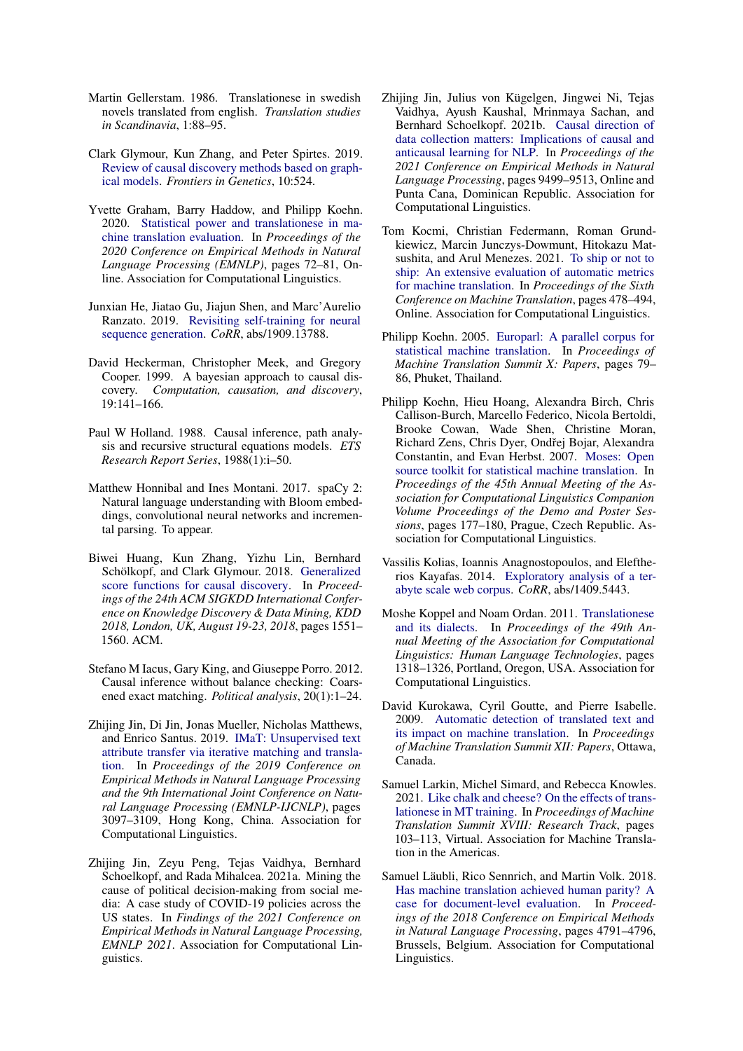Martin Gellerstam. 1986. Translationese in swedish novels translated from english. *Translation studies in Scandinavia*, 1:88–95.

Clark Glymour, Kun Zhang, and Peter Spirtes. 2019. Review of causal discovery methods based on graphical models. *Frontiers in Genetics*, 10:524.

Yvette Graham, Barry Haddow, and Philipp Koehn. 2020. Statistical power and translationese in machine translation evaluation. In *Proceedings of the 2020 Conference on Empirical Methods in Natural Language Processing (EMNLP)*, pages 72–81, Online. Association for Computational Linguistics.

Junxian He, Jiatao Gu, Jiajun Shen, and Marc'Aurelio Ranzato. 2019. Revisiting self-training for neural sequence generation. *CoRR*, abs/1909.13788.

David Heckerman, Christopher Meek, and Gregory Cooper. 1999. A bayesian approach to causal discovery. *Computation, causation, and discovery*, 19:141–166.

Paul W Holland. 1988. Causal inference, path analysis and recursive structural equations models. *ETS Research Report Series*, 1988(1):i–50.

Matthew Honnibal and Ines Montani. 2017. spaCy 2: Natural language understanding with Bloom embeddings, convolutional neural networks and incremental parsing. To appear.

Biwei Huang, Kun Zhang, Yizhu Lin, Bernhard Schölkopf, and Clark Glymour. 2018. Generalized score functions for causal discovery. In *Proceedings of the 24th ACM SIGKDD International Conference on Knowledge Discovery & Data Mining, KDD 2018, London, UK, August 19-23, 2018*, pages 1551–1560. ACM.

Stefano M Iacus, Gary King, and Giuseppe Porro. 2012. Causal inference without balance checking: Coarsened exact matching. *Political analysis*, 20(1):1–24.

Zhijing Jin, Di Jin, Jonas Mueller, Nicholas Matthews, and Enrico Santus. 2019. IMaT: Unsupervised text attribute transfer via iterative matching and translation. In *Proceedings of the 2019 Conference on Empirical Methods in Natural Language Processing and the 9th International Joint Conference on Natural Language Processing (EMNLP-IJCNLP)*, pages 3097–3109, Hong Kong, China. Association for Computational Linguistics.

Zhijing Jin, Zeyu Peng, Tejas Vaidhya, Bernhard Schoelkopf, and Rada Mihalcea. 2021a. Mining the cause of political decision-making from social media: A case study of COVID-19 policies across the US states. In *Findings of the 2021 Conference on Empirical Methods in Natural Language Processing, EMNLP 2021*. Association for Computational Linguistics.

Zhijing Jin, Julius von Kügelgen, Jingwei Ni, Tejas Vaidhya, Ayush Kaushal, Mrinmaya Sachan, and Bernhard Schoelkopf. 2021b. Causal direction of data collection matters: Implications of causal and anticausal learning for NLP. In *Proceedings of the 2021 Conference on Empirical Methods in Natural Language Processing*, pages 9499–9513, Online and Punta Cana, Dominican Republic. Association for Computational Linguistics.

Tom Kocmi, Christian Federmann, Roman Grundkiewicz, Marcin Junczys-Dowmunt, Hitokazu Matsushita, and Arul Menezes. 2021. To ship or not to ship: An extensive evaluation of automatic metrics for machine translation. In *Proceedings of the Sixth Conference on Machine Translation*, pages 478–494, Online. Association for Computational Linguistics.

Philipp Koehn. 2005. Europarl: A parallel corpus for statistical machine translation. In *Proceedings of Machine Translation Summit X: Papers*, pages 79–86, Phuket, Thailand.

Philipp Koehn, Hieu Hoang, Alexandra Birch, Chris Callison-Burch, Marcello Federico, Nicola Bertoldi, Brooke Cowan, Wade Shen, Christine Moran, Richard Zens, Chris Dyer, Ondřej Bojar, Alexandra Constantin, and Evan Herbst. 2007. Moses: Open source toolkit for statistical machine translation. In *Proceedings of the 45th Annual Meeting of the Association for Computational Linguistics Companion Volume Proceedings of the Demo and Poster Sessions*, pages 177–180, Prague, Czech Republic. Association for Computational Linguistics.

Vassilis Kolias, Ioannis Anagnostopoulos, and Eleftherios Kayafas. 2014. Exploratory analysis of a terabyte scale web corpus. *CoRR*, abs/1409.5443.

Moshe Koppel and Noam Ordan. 2011. Translationese and its dialects. In *Proceedings of the 49th Annual Meeting of the Association for Computational Linguistics: Human Language Technologies*, pages 1318–1326, Portland, Oregon, USA. Association for Computational Linguistics.

David Kurokawa, Cyril Goutte, and Pierre Isabelle. 2009. Automatic detection of translated text and its impact on machine translation. In *Proceedings of Machine Translation Summit XII: Papers*, Ottawa, Canada.

Samuel Larkin, Michel Simard, and Rebecca Knowles. 2021. Like chalk and cheese? On the effects of translationese in MT training. In *Proceedings of Machine Translation Summit XVIII: Research Track*, pages 103–113, Virtual. Association for Machine Translation in the Americas.

Samuel Läubli, Rico Sennrich, and Martin Volk. 2018. Has machine translation achieved human parity? A case for document-level evaluation. In *Proceedings of the 2018 Conference on Empirical Methods in Natural Language Processing*, pages 4791–4796, Brussels, Belgium. Association for Computational Linguistics.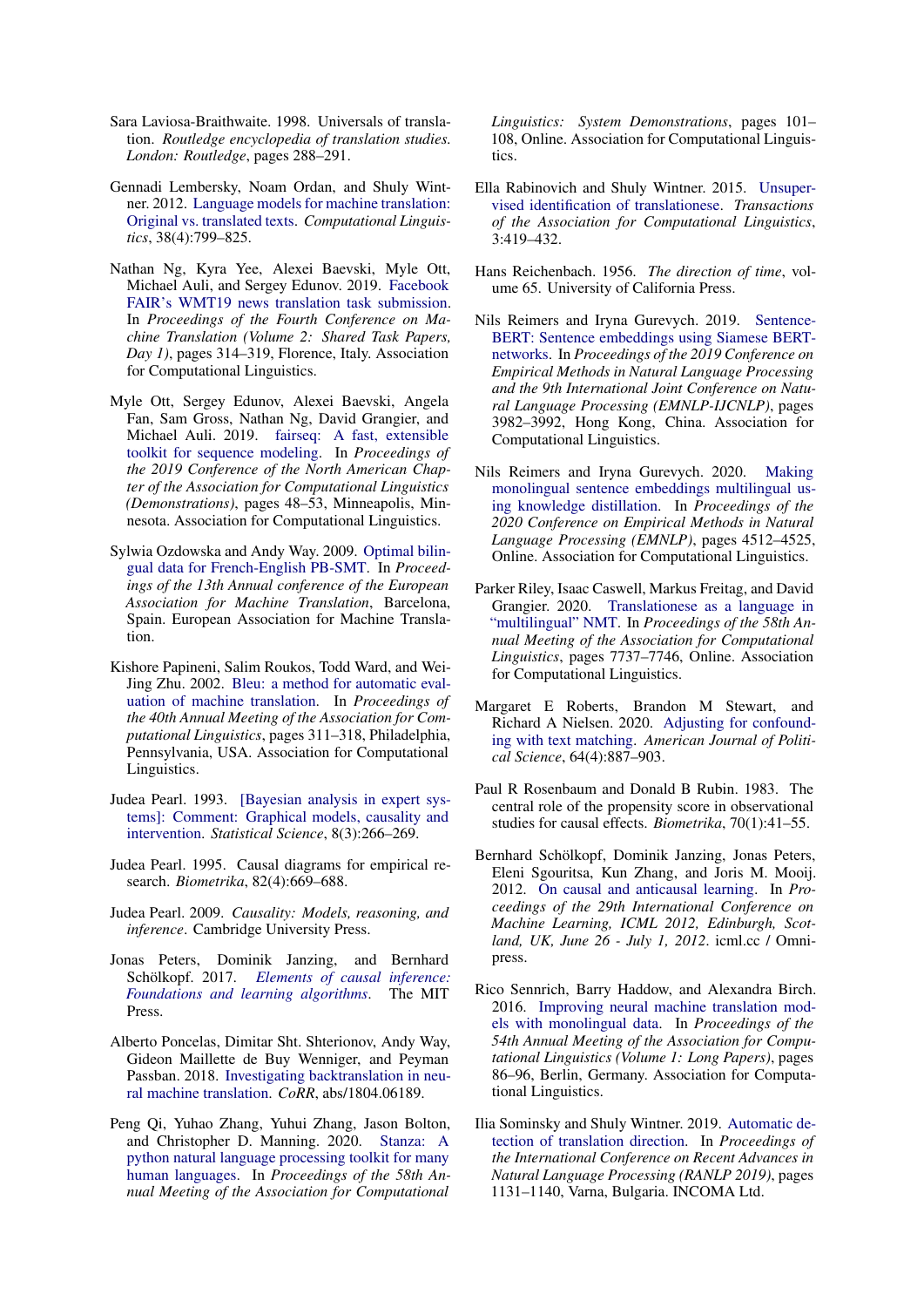Sara Laviosa-Braithwaite. 1998. Universals of translation. *Routledge encyclopedia of translation studies. London: Routledge*, pages 288–291.

Gennadi Lembersky, Noam Ordan, and Shuly Wintner. 2012. Language models for machine translation: Original vs. translated texts. *Computational Linguistics*, 38(4):799–825.

Nathan Ng, Kyra Yee, Alexei Baevski, Myle Ott, Michael Auli, and Sergey Edunov. 2019. Facebook FAIR's WMT19 news translation task submission. In *Proceedings of the Fourth Conference on Machine Translation (Volume 2: Shared Task Papers, Day 1)*, pages 314–319, Florence, Italy. Association for Computational Linguistics.

Myle Ott, Sergey Edunov, Alexei Baevski, Angela Fan, Sam Gross, Nathan Ng, David Grangier, and Michael Auli. 2019. fairseq: A fast, extensible toolkit for sequence modeling. In *Proceedings of the 2019 Conference of the North American Chapter of the Association for Computational Linguistics (Demonstrations)*, pages 48–53, Minneapolis, Minnesota. Association for Computational Linguistics.

Sylwia Ozdowska and Andy Way. 2009. Optimal bilingual data for French-English PB-SMT. In *Proceedings of the 13th Annual conference of the European Association for Machine Translation*, Barcelona, Spain. European Association for Machine Translation.

Kishore Papineni, Salim Roukos, Todd Ward, and Wei-Jing Zhu. 2002. Bleu: a method for automatic evaluation of machine translation. In *Proceedings of the 40th Annual Meeting of the Association for Computational Linguistics*, pages 311–318, Philadelphia, Pennsylvania, USA. Association for Computational Linguistics.

Judea Pearl. 1993. [Bayesian analysis in expert systems]: Comment: Graphical models, causality and intervention. *Statistical Science*, 8(3):266–269.

Judea Pearl. 1995. Causal diagrams for empirical research. *Biometrika*, 82(4):669–688.

Judea Pearl. 2009. *Causality: Models, reasoning, and inference*. Cambridge University Press.

Jonas Peters, Dominik Janzing, and Bernhard Schölkopf. 2017. *Elements of causal inference: Foundations and learning algorithms*. The MIT Press.

Alberto Poncelas, Dimitar Sht. Shterionov, Andy Way, Gideon Maillette de Buy Wenniger, and Peyman Passban. 2018. Investigating backtranslation in neural machine translation. *CoRR*, abs/1804.06189.

Peng Qi, Yuhao Zhang, Yuhui Zhang, Jason Bolton, and Christopher D. Manning. 2020. Stanza: A python natural language processing toolkit for many human languages. In *Proceedings of the 58th Annual Meeting of the Association for Computational Linguistics: System Demonstrations*, pages 101–108, Online. Association for Computational Linguistics.

Ella Rabinovich and Shuly Wintner. 2015. Unsupervised identification of translationese. *Transactions of the Association for Computational Linguistics*, 3:419–432.

Hans Reichenbach. 1956. *The direction of time*, volume 65. University of California Press.

Nils Reimers and Iryna Gurevych. 2019. Sentence-BERT: Sentence embeddings using Siamese BERT-networks. In *Proceedings of the 2019 Conference on Empirical Methods in Natural Language Processing and the 9th International Joint Conference on Natural Language Processing (EMNLP-IJCNLP)*, pages 3982–3992, Hong Kong, China. Association for Computational Linguistics.

Nils Reimers and Iryna Gurevych. 2020. Making monolingual sentence embeddings multilingual using knowledge distillation. In *Proceedings of the 2020 Conference on Empirical Methods in Natural Language Processing (EMNLP)*, pages 4512–4525, Online. Association for Computational Linguistics.

Parker Riley, Isaac Caswell, Markus Freitag, and David Grangier. 2020. Translationese as a language in "multilingual" NMT. In *Proceedings of the 58th Annual Meeting of the Association for Computational Linguistics*, pages 7737–7746, Online. Association for Computational Linguistics.

Margaret E Roberts, Brandon M Stewart, and Richard A Nielsen. 2020. Adjusting for confounding with text matching. *American Journal of Political Science*, 64(4):887–903.

Paul R Rosenbaum and Donald B Rubin. 1983. The central role of the propensity score in observational studies for causal effects. *Biometrika*, 70(1):41–55.

Bernhard Schölkopf, Dominik Janzing, Jonas Peters, Eleni Sgouritsa, Kun Zhang, and Joris M. Mooij. 2012. On causal and anticausal learning. In *Proceedings of the 29th International Conference on Machine Learning, ICML 2012, Edinburgh, Scotland, UK, June 26 - July 1, 2012*. icml.cc / Omnipress.

Rico Sennrich, Barry Haddow, and Alexandra Birch. 2016. Improving neural machine translation models with monolingual data. In *Proceedings of the 54th Annual Meeting of the Association for Computational Linguistics (Volume 1: Long Papers)*, pages 86–96, Berlin, Germany. Association for Computational Linguistics.

Ilia Sominsky and Shuly Wintner. 2019. Automatic detection of translation direction. In *Proceedings of the International Conference on Recent Advances in Natural Language Processing (RANLP 2019)*, pages 1131–1140, Varna, Bulgaria. INCOMA Ltd.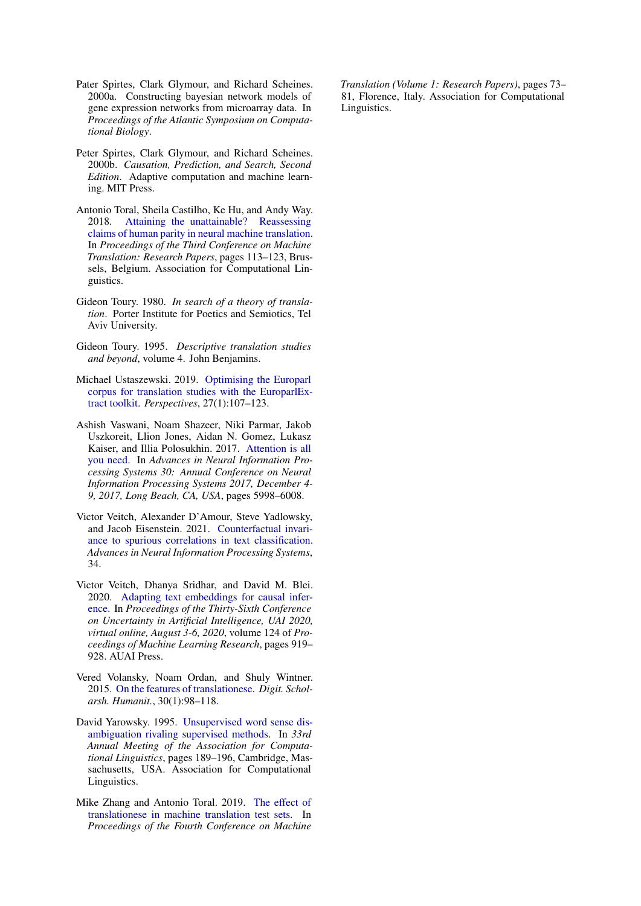Pater Spirtes, Clark Glymour, and Richard Scheines. 2000a. Constructing bayesian network models of gene expression networks from microarray data. In *Proceedings of the Atlantic Symposium on Computational Biology*.

Peter Spirtes, Clark Glymour, and Richard Scheines. 2000b. *Causation, Prediction, and Search, Second Edition*. Adaptive computation and machine learning. MIT Press.

Antonio Toral, Sheila Castilho, Ke Hu, and Andy Way. 2018. Attaining the unattainable? Reassessing claims of human parity in neural machine translation. In *Proceedings of the Third Conference on Machine Translation: Research Papers*, pages 113–123, Brussels, Belgium. Association for Computational Linguistics.

Gideon Toury. 1980. *In search of a theory of translation*. Porter Institute for Poetics and Semiotics, Tel Aviv University.

Gideon Toury. 1995. *Descriptive translation studies and beyond*, volume 4. John Benjamins.

Michael Ustaszewski. 2019. Optimising the Europarl corpus for translation studies with the EuroparlExtract toolkit. *Perspectives*, 27(1):107–123.

Ashish Vaswani, Noam Shazeer, Niki Parmar, Jakob Uszkoreit, Llion Jones, Aidan N. Gomez, Lukasz Kaiser, and Illia Polosukhin. 2017. Attention is all you need. In *Advances in Neural Information Processing Systems 30: Annual Conference on Neural Information Processing Systems 2017, December 4-9, 2017, Long Beach, CA, USA*, pages 5998–6008.

Victor Veitch, Alexander D'Amour, Steve Yadlowsky, and Jacob Eisenstein. 2021. Counterfactual invariance to spurious correlations in text classification. *Advances in Neural Information Processing Systems*, 34.

Victor Veitch, Dhanya Sridhar, and David M. Blei. 2020. Adapting text embeddings for causal inference. In *Proceedings of the Thirty-Sixth Conference on Uncertainty in Artificial Intelligence, UAI 2020, virtual online, August 3-6, 2020*, volume 124 of *Proceedings of Machine Learning Research*, pages 919–928. AUAI Press.

Vered Volansky, Noam Ordan, and Shuly Wintner. 2015. On the features of translationese. *Digit. Scholarsh. Humanit.*, 30(1):98–118.

David Yarowsky. 1995. Unsupervised word sense disambiguation rivaling supervised methods. In *33rd Annual Meeting of the Association for Computational Linguistics*, pages 189–196, Cambridge, Massachusetts, USA. Association for Computational Linguistics.

Mike Zhang and Antonio Toral. 2019. The effect of translationese in machine translation test sets. In *Proceedings of the Fourth Conference on Machine Translation (Volume 1: Research Papers)*, pages 73–81, Florence, Italy. Association for Computational Linguistics.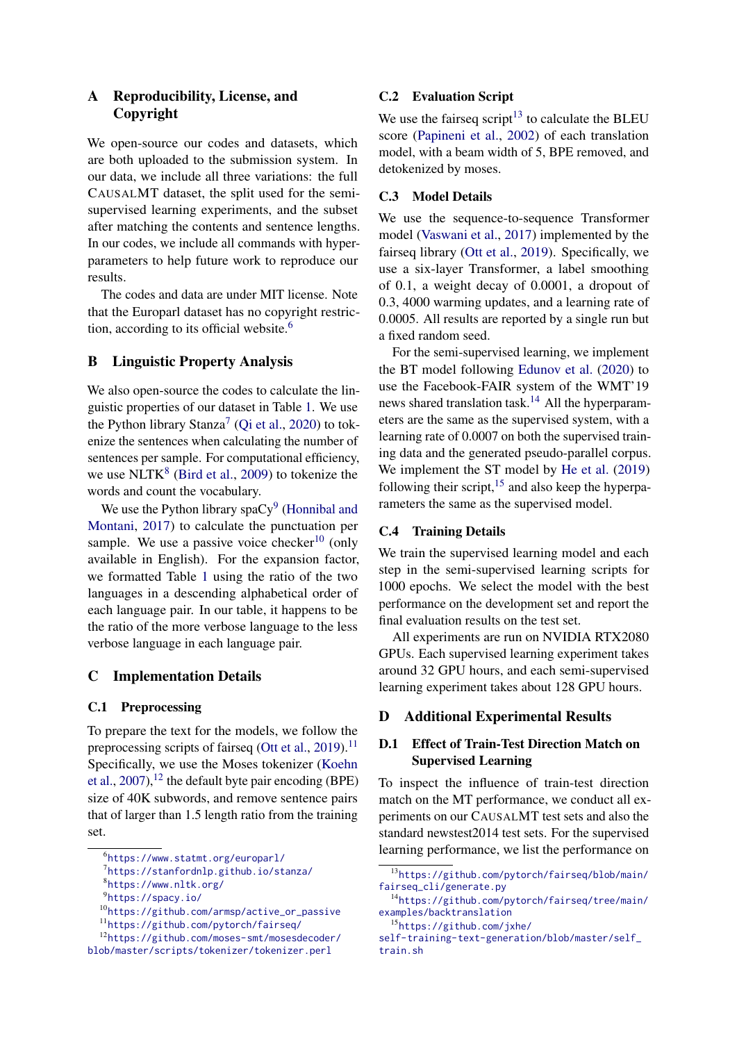## A Reproducibility, License, and Copyright

We open-source our codes and datasets, which are both uploaded to the submission system. In our data, we include all three variations: the full CAUSALMT dataset, the split used for the semi-supervised learning experiments, and the subset after matching the contents and sentence lengths. In our codes, we include all commands with hyperparameters to help future work to reproduce our results.

The codes and data are under MIT license. Note that the Europarl dataset has no copyright restriction, according to its official website.[6]

## B Linguistic Property Analysis

We also open-source the codes to calculate the linguistic properties of our dataset in Table 1. We use the Python library Stanza[7] (Qi et al., 2020) to tokenize the sentences when calculating the number of sentences per sample. For computational efficiency, we use NLTK[8] (Bird et al., 2009) to tokenize the words and count the vocabulary.

We use the Python library spaCy[9] (Honnibal and Montani, 2017) to calculate the punctuation per sample. We use a passive voice checker[10] (only available in English). For the expansion factor, we formatted Table 1 using the ratio of the two languages in a descending alphabetical order of each language pair. In our table, it happens to be the ratio of the more verbose language to the less verbose language in each language pair.

## C Implementation Details

### C.1 Preprocessing

To prepare the text for the models, we follow the preprocessing scripts of fairseq (Ott et al., 2019).[11] Specifically, we use the Moses tokenizer (Koehn et al., 2007),[12] the default byte pair encoding (BPE) size of 40K subwords, and remove sentence pairs that of larger than 1.5 length ratio from the training set.

### C.2 Evaluation Script

We use the fairseq script[13] to calculate the BLEU score (Papineni et al., 2002) of each translation model, with a beam width of 5, BPE removed, and detokenized by moses.

### C.3 Model Details

We use the sequence-to-sequence Transformer model (Vaswani et al., 2017) implemented by the fairseq library (Ott et al., 2019). Specifically, we use a six-layer Transformer, a label smoothing of 0.1, a weight decay of 0.0001, a dropout of 0.3, 4000 warming updates, and a learning rate of 0.0005. All results are reported by a single run but a fixed random seed.

For the semi-supervised learning, we implement the BT model following Edunov et al. (2020) to use the Facebook-FAIR system of the WMT'19 news shared translation task.[14] All the hyperparameters are the same as the supervised system, with a learning rate of 0.0007 on both the supervised training data and the generated pseudo-parallel corpus. We implement the ST model by He et al. (2019) following their script,[15] and also keep the hyperparameters the same as the supervised model.

### C.4 Training Details

We train the supervised learning model and each step in the semi-supervised learning scripts for 1000 epochs. We select the model with the best performance on the development set and report the final evaluation results on the test set.

All experiments are run on NVIDIA RTX2080 GPUs. Each supervised learning experiment takes around 32 GPU hours, and each semi-supervised learning experiment takes about 128 GPU hours.

## D Additional Experimental Results

### D.1 Effect of Train-Test Direction Match on Supervised Learning

To inspect the influence of train-test direction match on the MT performance, we conduct all experiments on our CAUSALMT test sets and also the standard newstest2014 test sets. For the supervised learning performance, we list the performance on

---

[6] https://www.statmt.org/europarl/

[7] https://stanfordnlp.github.io/stanza/

[8] https://www.nltk.org/

[9] https://spacy.io/

[10] https://github.com/armsp/active_or_passive

[11] https://github.com/pytorch/fairseq/

[12] https://github.com/moses-smt/mosesdecoder/blob/master/scripts/tokenizer/tokenizer.perl

[13] https://github.com/pytorch/fairseq/blob/main/fairseq_cli/generate.py

[14] https://github.com/pytorch/fairseq/tree/main/examples/backtranslation

[15] https://github.com/jxhe/self-training-text-generation/blob/master/self_train.sh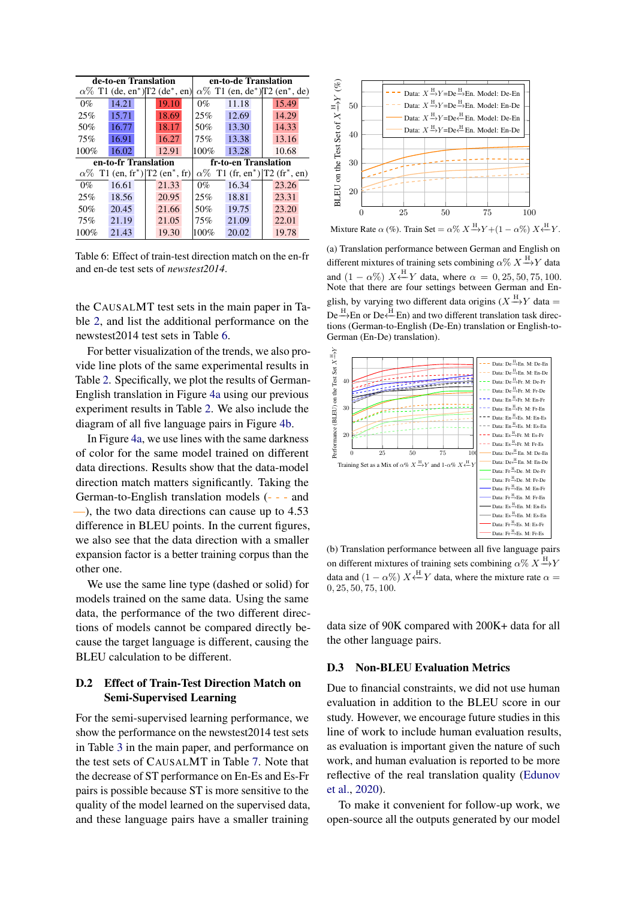| de-to-en Translation | | | en-to-de Translation | | |
|---|---|---|---|---|---|
| α% | T1 (de, en*) | T2 (de*, en) | α% | T1 (en, de*) | T2 (en*, de) |
| 0% | 14.21 | 19.10 | 0% | 11.18 | 15.49 |
| 25% | 15.71 | 18.69 | 25% | 12.69 | 14.29 |
| 50% | 16.77 | 18.17 | 50% | 13.30 | 14.33 |
| 75% | 16.91 | 16.27 | 75% | 13.38 | 13.16 |
| 100% | 16.02 | 12.91 | 100% | 13.28 | 10.68 |
| **en-to-fr Translation** | | | **fr-to-en Translation** | | |
| α% | T1 (en, fr*) | T2 (en*, fr) | α% | T1 (fr, en*) | T2 (fr*, en) |
| 0% | 16.61 | 21.33 | 0% | 16.34 | 23.26 |
| 25% | 18.56 | 20.95 | 25% | 18.81 | 23.31 |
| 50% | 20.45 | 21.66 | 50% | 19.75 | 23.20 |
| 75% | 21.19 | 21.05 | 75% | 21.09 | 22.01 |
| 100% | 21.43 | 19.30 | 100% | 20.02 | 19.78 |

Table 6: Effect of train-test direction match on the en-fr and en-de test sets of *newstest2014*.

the CAUSALMT test sets in the main paper in Table 2, and list the additional performance on the newstest2014 test sets in Table 6.

For better visualization of the trends, we also provide line plots of the same experimental results in Table 2. Specifically, we plot the results of German-English translation in Figure 4a using our previous experiment results in Table 2. We also include the diagram of all five language pairs in Figure 4b.

In Figure 4a, we use lines with the same darkness of color for the same model trained on different data directions. Results show that the data-model direction match matters significantly. Taking the German-to-English translation models (- - - and —), the two data directions can cause up to 4.53 difference in BLEU points. In the current figures, we also see that the data direction with a smaller expansion factor is a better training corpus than the other one.

We use the same line type (dashed or solid) for models trained on the same data. Using the same data, the performance of the two different directions of models cannot be compared directly because the target language is different, causing the BLEU calculation to be different.

## D.2 Effect of Train-Test Direction Match on Semi-Supervised Learning

For the semi-supervised learning performance, we show the performance on the newstest2014 test sets in Table 3 in the main paper, and performance on the test sets of CAUSALMT in Table 7. Note that the decrease of ST performance on En-Es and Es-Fr pairs is possible because ST is more sensitive to the quality of the model learned on the supervised data, and these language pairs have a smaller training

Mixture Rate α (%). Train Set = $\alpha\% \; X \xrightarrow{H} Y + (1-\alpha\%) \; X \xleftarrow{H} Y$.

(a) Translation performance between German and English on different mixtures of training sets combining $\alpha\% \; X \xrightarrow{H} Y$ data and $(1-\alpha\%) \; X \xleftarrow{H} Y$ data, where $\alpha = 0, 25, 50, 75, 100$. Note that there are four settings between German and English, by varying two different data origins ($X \xrightarrow{H} Y$ data = De$\xrightarrow{H}$En or De$\xleftarrow{H}$En) and two different translation task directions (German-to-English (De-En) translation or English-to-German (En-De) translation).

(b) Translation performance between all five language pairs on different mixtures of training sets combining $\alpha\% \; X \xrightarrow{H} Y$ data and $(1-\alpha\%) \; X \xleftarrow{H} Y$ data, where the mixture rate $\alpha = 0, 25, 50, 75, 100$.

data size of 90K compared with 200K+ data for all the other language pairs.

## D.3 Non-BLEU Evaluation Metrics

Due to financial constraints, we did not use human evaluation in addition to the BLEU score in our study. However, we encourage future studies in this line of work to include human evaluation results, as evaluation is important given the nature of such work, and human evaluation is reported to be more reflective of the real translation quality (Edunov et al., 2020).

To make it convenient for follow-up work, we open-source all the outputs generated by our model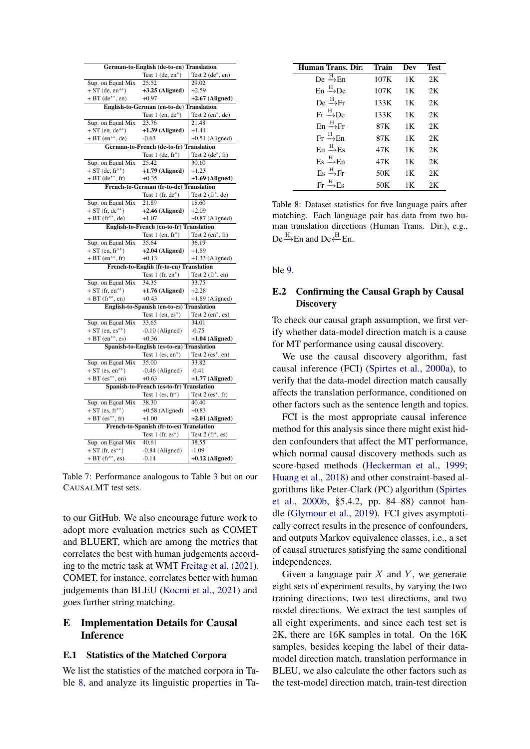| German-to-English (de-to-en) Translation | | |
|---|---|---|
| | Test 1 (de, en*) | Test 2 (de*, en) |
| Sup. on Equal Mix | 25.52 | 29.02 |
| + ST (de, en**) | **+3.25 (Aligned)** | +2.59 |
| + BT (de**, en) | +0.97 | **+2.67 (Aligned)** |
| **English-to-German (en-to-de) Translation** | | |
| | Test 1 (en, de*) | Test 2 (en*, de) |
| Sup. on Equal Mix | 23.76 | 21.48 |
| + ST (en, de**) | **+1.39 (Aligned)** | +1.44 |
| + BT (en**, de) | -0.63 | +0.51 (Aligned) |
| **German-to-French (de-to-fr) Translation** | | |
| | Test 1 (de, fr*) | Test 2 (de*, fr) |
| Sup. on Equal Mix | 25.42 | 30.10 |
| + ST (de, fr**) | **+1.79 (Aligned)** | +1.23 |
| + BT (de**, fr) | +0.35 | **+1.69 (Aligned)** |
| **French-to-German (fr-to-de) Translation** | | |
| | Test 1 (fr, de*) | Test 2 (fr*, de) |
| Sup. on Equal Mix | 21.89 | 18.60 |
| + ST (fr, de**) | **+2.46 (Aligned)** | +2.09 |
| + BT (fr**, de) | +1.07 | +0.87 (Aligned) |
| **English-to-French (en-to-fr) Translation** | | |
| | Test 1 (en, fr*) | Test 2 (en*, fr) |
| Sup. on Equal Mix | 35.64 | 36.19 |
| + ST (en, fr**) | **+2.04 (Aligned)** | +1.89 |
| + BT (en**, fr) | +0.13 | +1.33 (Aligned) |
| **French-to-Englih (fr-to-en) Translation** | | |
| | Test 1 (fr, en*) | Test 2 (fr*, en) |
| Sup. on Equal Mix | 34.35 | 33.75 |
| + ST (fr, en**) | **+1.76 (Aligned)** | +2.28 |
| + BT (fr**, en) | +0.43 | +1.89 (Aligned) |
| **English-to-Spanish (en-to-es) Translation** | | |
| | Test 1 (en, es*) | Test 2 (en*, es) |
| Sup. on Equal Mix | 33.65 | 34.01 |
| + ST (en, es**) | -0.10 (Aligned) | -0.75 |
| + BT (en**, es) | +0.36 | **+1.04 (Aligned)** |
| **Spanish-to-English (es-to-en) Translation** | | |
| | Test 1 (es, en*) | Test 2 (es*, en) |
| Sup. on Equal Mix | 35.00 | 33.82 |
| + ST (es, en**) | -0.46 (Aligned) | -0.41 |
| + BT (es**, en) | +0.63 | **+1.77 (Aligned)** |
| **Spanish-to-French (es-to-fr) Translation** | | |
| | Test 1 (es, fr*) | Test 2 (es*, fr) |
| Sup. on Equal Mix | 38.30 | 40.40 |
| + ST (es, fr**) | +0.58 (Aligned) | +0.83 |
| + BT (es**, fr) | +1.00 | **+2.01 (Aligned)** |
| **French-to-Spanish (fr-to-es) Translation** | | |
| | Test 1 (fr, es*) | Test 2 (fr*, es) |
| Sup. on Equal Mix | 40.61 | 38.55 |
| + ST (fr, es**) | -0.84 (Aligned) | -1.09 |
| + BT (fr**, es) | -0.14 | **+0.12 (Aligned)** |

Table 7: Performance analogous to Table 3 but on our CAUSALMT test sets.

to our GitHub. We also encourage future work to adopt more evaluation metrics such as COMET and BLUERT, which are among the metrics that correlates the best with human judgements according to the metric task at WMT Freitag et al. (2021). COMET, for instance, correlates better with human judgements than BLEU (Kocmi et al., 2021) and goes further string matching.

# E Implementation Details for Causal Inference

## E.1 Statistics of the Matched Corpora

We list the statistics of the matched corpora in Table 8, and analyze its linguistic properties in Table 9.

| Human Trans. Dir. | Train | Dev | Test |
|---|---|---|---|
| De $\xrightarrow{H}$En | 107K | 1K | 2K |
| En $\xrightarrow{H}$De | 107K | 1K | 2K |
| De $\xrightarrow{H}$Fr | 133K | 1K | 2K |
| Fr $\xrightarrow{H}$De | 133K | 1K | 2K |
| En $\xrightarrow{H}$Fr | 87K | 1K | 2K |
| Fr $\xrightarrow{H}$En | 87K | 1K | 2K |
| En $\xrightarrow{H}$Es | 47K | 1K | 2K |
| Es $\xrightarrow{H}$En | 47K | 1K | 2K |
| Es $\xrightarrow{H}$Fr | 50K | 1K | 2K |
| Fr $\xrightarrow{H}$Es | 50K | 1K | 2K |

Table 8: Dataset statistics for five language pairs after matching. Each language pair has data from two human translation directions (Human Trans. Dir.), e.g., De$\xrightarrow{H}$En and De$\xleftarrow{H}$En.

## E.2 Confirming the Causal Graph by Causal Discovery

To check our causal graph assumption, we first verify whether data-model direction match is a cause for MT performance using causal discovery.

We use the causal discovery algorithm, fast causal inference (FCI) (Spirtes et al., 2000a), to verify that the data-model direction match causally affects the translation performance, conditioned on other factors such as the sentence length and topics.

FCI is the most appropriate causal inference method for this analysis since there might exist hidden confounders that affect the MT performance, which normal causal discovery methods such as score-based methods (Heckerman et al., 1999; Huang et al., 2018) and other constraint-based algorithms like Peter-Clark (PC) algorithm (Spirtes et al., 2000b, §5.4.2, pp. 84–88) cannot handle (Glymour et al., 2019). FCI gives asymptotically correct results in the presence of confounders, and outputs Markov equivalence classes, i.e., a set of causal structures satisfying the same conditional independences.

Given a language pair $X$ and $Y$, we generate eight sets of experiment results, by varying the two training directions, two test directions, and two model directions. We extract the test samples of all eight experiments, and since each test set is 2K, there are 16K samples in total. On the 16K samples, besides keeping the label of their data-model direction match, translation performance in BLEU, we also calculate the other factors such as the test-model direction match, train-test direction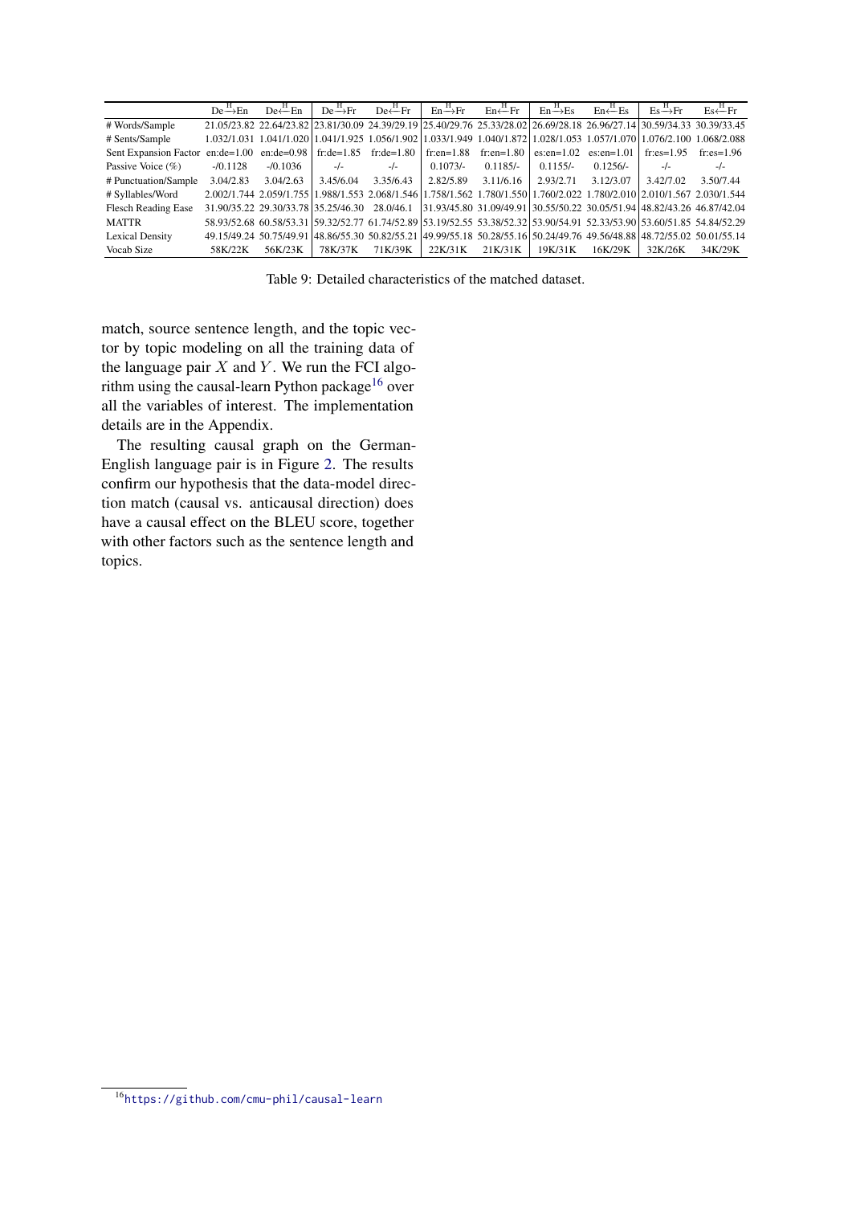| | De $\xrightarrow{H}$ En | De $\xleftarrow{H}$ En | De $\xrightarrow{H}$ Fr | De $\xleftarrow{H}$ Fr | En $\xrightarrow{H}$ Fr | En $\xleftarrow{H}$ Fr | En $\xrightarrow{H}$ Es | En $\xleftarrow{H}$ Es | Es $\xrightarrow{H}$ Fr | Es $\xleftarrow{H}$ Fr |
|---|---|---|---|---|---|---|---|---|---|---|
| # Words/Sample | 21.05/23.82 | 22.64/23.82 | 23.81/30.09 | 24.39/29.19 | 25.40/29.76 | 25.33/28.02 | 26.69/28.18 | 26.96/27.14 | 30.59/34.33 | 30.39/33.45 |
| # Sents/Sample | 1.032/1.031 | 1.041/1.020 | 1.041/1.925 | 1.056/1.902 | 1.033/1.949 | 1.040/1.872 | 1.028/1.053 | 1.057/1.070 | 1.076/2.100 | 1.068/2.088 |
| Sent Expansion Factor | en:de=1.00 | en:de=0.98 | fr:de=1.85 | fr:de=1.80 | fr:en=1.88 | fr:en=1.80 | es:en=1.02 | es:en=1.01 | fr:es=1.95 | fr:es=1.96 |
| Passive Voice (%) | -/0.1128 | -/0.1036 | -/- | -/- | 0.1073/- | 0.1185/- | 0.1155/- | 0.1256/- | -/- | -/- |
| # Punctuation/Sample | 3.04/2.83 | 3.04/2.63 | 3.45/6.04 | 3.35/6.43 | 2.82/5.89 | 3.11/6.16 | 2.93/2.71 | 3.12/3.07 | 3.42/7.02 | 3.50/7.44 |
| # Syllables/Word | 2.002/1.744 | 2.059/1.755 | 1.988/1.553 | 2.068/1.546 | 1.758/1.562 | 1.780/1.550 | 1.760/2.022 | 1.780/2.010 | 2.010/1.567 | 2.030/1.544 |
| Flesch Reading Ease | 31.90/35.22 | 29.30/33.78 | 35.25/46.30 | 28.0/46.1 | 31.93/45.80 | 31.09/49.91 | 30.55/50.22 | 30.05/51.94 | 48.82/43.26 | 46.87/42.04 |
| MATTR | 58.93/52.68 | 60.58/53.31 | 59.32/52.77 | 61.74/52.89 | 53.19/52.55 | 53.38/52.32 | 53.90/54.91 | 52.33/53.90 | 53.60/51.85 | 54.84/52.29 |
| Lexical Density | 49.15/49.24 | 50.75/49.91 | 48.86/55.30 | 50.82/55.21 | 49.99/55.18 | 50.28/55.16 | 50.24/49.76 | 49.56/48.88 | 48.72/55.02 | 50.01/55.14 |
| Vocab Size | 58K/22K | 56K/23K | 78K/37K | 71K/39K | 22K/31K | 21K/31K | 19K/31K | 16K/29K | 32K/26K | 34K/29K |

Table 9: Detailed characteristics of the matched dataset.

match, source sentence length, and the topic vector by topic modeling on all the training data of the language pair $X$ and $Y$. We run the FCI algorithm using the causal-learn Python package[16] over all the variables of interest. The implementation details are in the Appendix.

The resulting causal graph on the German-English language pair is in Figure 2. The results confirm our hypothesis that the data-model direction match (causal vs. anticausal direction) does have a causal effect on the BLEU score, together with other factors such as the sentence length and topics.

[16] https://github.com/cmu-phil/causal-learn